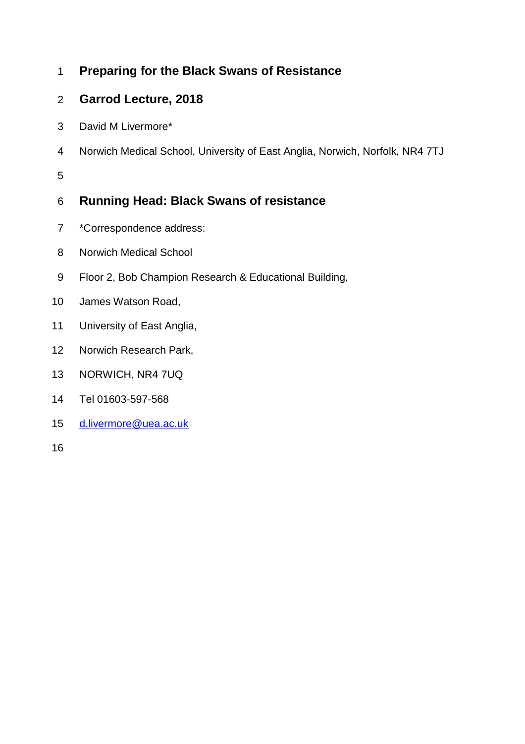# Preparing for the Black Swans of Resistance

## Garrod Lecture, 2018

David M Livermore*

Norwich Medical School, University of East Anglia, Norwich, Norfolk, NR4 7TJ

## Running Head: Black Swans of resistance

*Correspondence address:

Norwich Medical School

Floor 2, Bob Champion Research & Educational Building,

James Watson Road,

University of East Anglia,

Norwich Research Park,

NORWICH, NR4 7UQ

Tel 01603-597-568

d.livermore@uea.ac.uk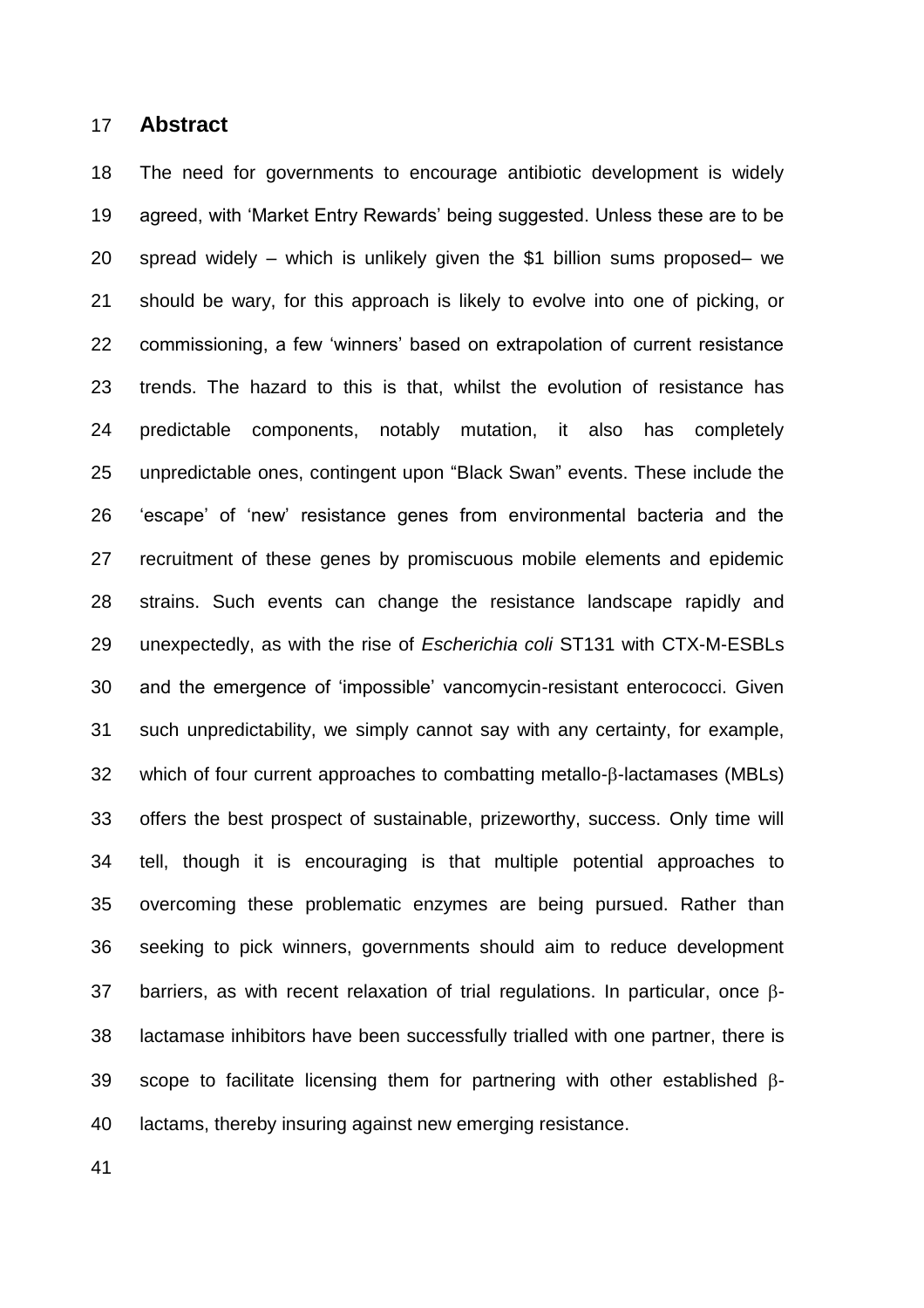## Abstract

The need for governments to encourage antibiotic development is widely agreed, with 'Market Entry Rewards' being suggested. Unless these are to be spread widely – which is unlikely given the \$1 billion sums proposed– we should be wary, for this approach is likely to evolve into one of picking, or commissioning, a few 'winners' based on extrapolation of current resistance trends. The hazard to this is that, whilst the evolution of resistance has predictable components, notably mutation, it also has completely unpredictable ones, contingent upon "Black Swan" events. These include the 'escape' of 'new' resistance genes from environmental bacteria and the recruitment of these genes by promiscuous mobile elements and epidemic strains. Such events can change the resistance landscape rapidly and unexpectedly, as with the rise of *Escherichia coli* ST131 with CTX-M-ESBLs and the emergence of 'impossible' vancomycin-resistant enterococci. Given such unpredictability, we simply cannot say with any certainty, for example, which of four current approaches to combatting metallo-β-lactamases (MBLs) offers the best prospect of sustainable, prizeworthy, success. Only time will tell, though it is encouraging is that multiple potential approaches to overcoming these problematic enzymes are being pursued. Rather than seeking to pick winners, governments should aim to reduce development barriers, as with recent relaxation of trial regulations. In particular, once β-lactamase inhibitors have been successfully trialled with one partner, there is scope to facilitate licensing them for partnering with other established β-lactams, thereby insuring against new emerging resistance.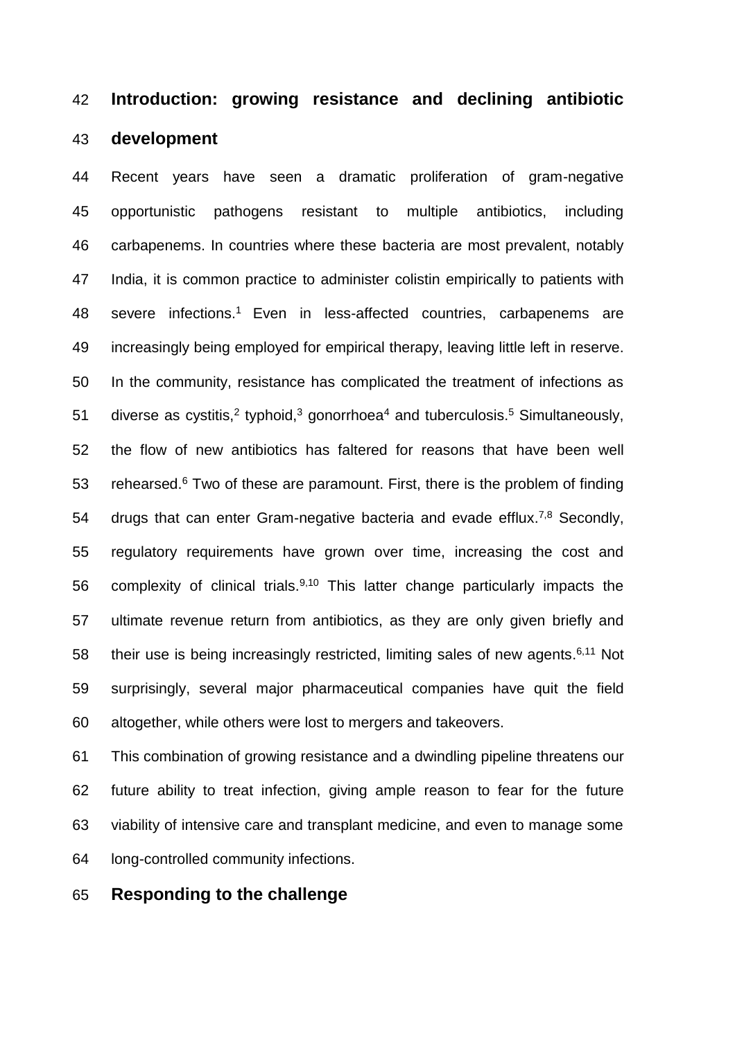## Introduction: growing resistance and declining antibiotic development

Recent years have seen a dramatic proliferation of gram-negative opportunistic pathogens resistant to multiple antibiotics, including carbapenems. In countries where these bacteria are most prevalent, notably India, it is common practice to administer colistin empirically to patients with severe infections.[1] Even in less-affected countries, carbapenems are increasingly being employed for empirical therapy, leaving little left in reserve. In the community, resistance has complicated the treatment of infections as diverse as cystitis,[2] typhoid,[3] gonorrhoea[4] and tuberculosis.[5] Simultaneously, the flow of new antibiotics has faltered for reasons that have been well rehearsed.[6] Two of these are paramount. First, there is the problem of finding drugs that can enter Gram-negative bacteria and evade efflux.[7,8] Secondly, regulatory requirements have grown over time, increasing the cost and complexity of clinical trials.[9,10] This latter change particularly impacts the ultimate revenue return from antibiotics, as they are only given briefly and their use is being increasingly restricted, limiting sales of new agents.[6,11] Not surprisingly, several major pharmaceutical companies have quit the field altogether, while others were lost to mergers and takeovers.

This combination of growing resistance and a dwindling pipeline threatens our future ability to treat infection, giving ample reason to fear for the future viability of intensive care and transplant medicine, and even to manage some long-controlled community infections.

## Responding to the challenge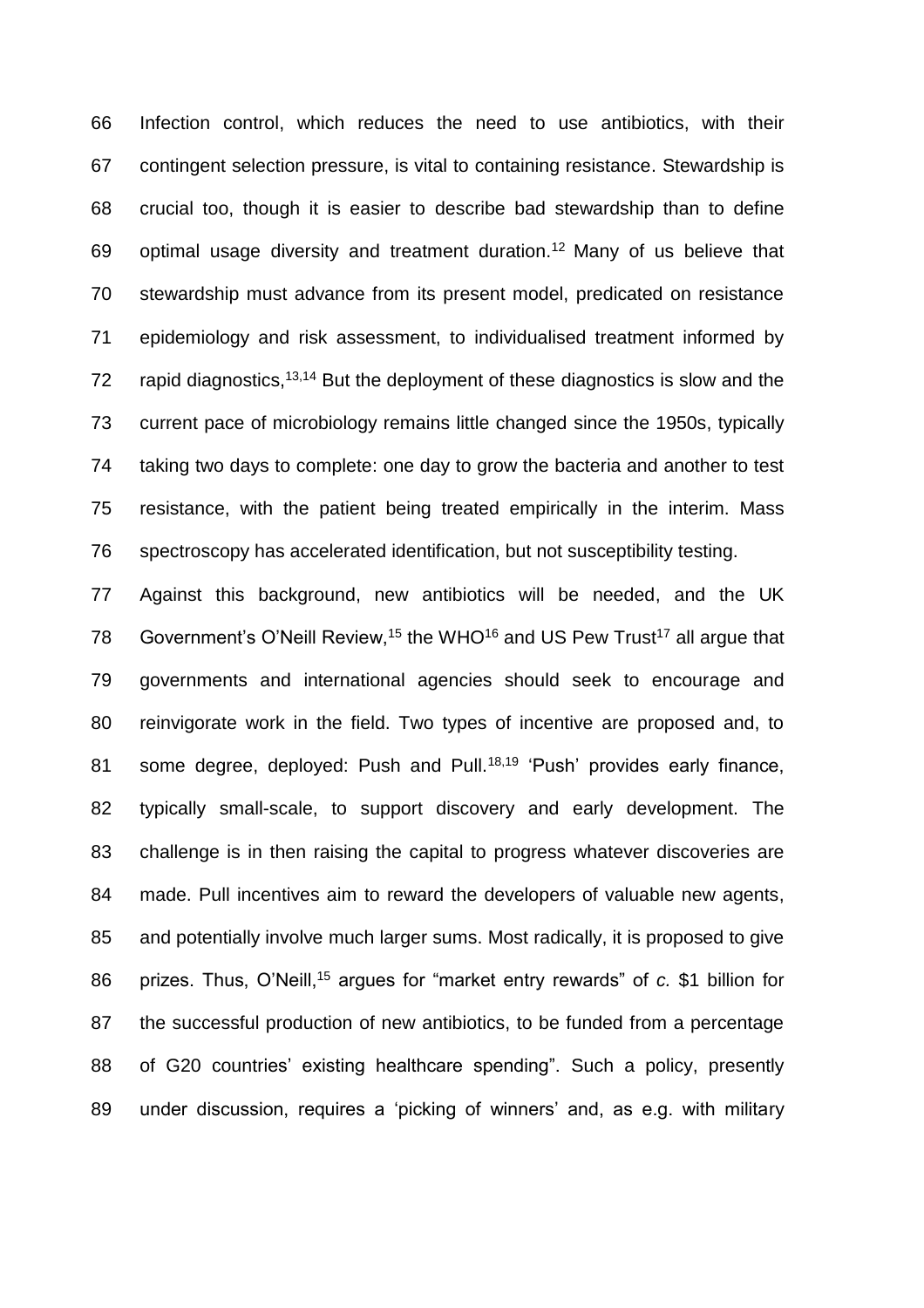Infection control, which reduces the need to use antibiotics, with their contingent selection pressure, is vital to containing resistance. Stewardship is crucial too, though it is easier to describe bad stewardship than to define optimal usage diversity and treatment duration.[12] Many of us believe that stewardship must advance from its present model, predicated on resistance epidemiology and risk assessment, to individualised treatment informed by rapid diagnostics,[13,14] But the deployment of these diagnostics is slow and the current pace of microbiology remains little changed since the 1950s, typically taking two days to complete: one day to grow the bacteria and another to test resistance, with the patient being treated empirically in the interim. Mass spectroscopy has accelerated identification, but not susceptibility testing.

Against this background, new antibiotics will be needed, and the UK Government's O'Neill Review,[15] the WHO[16] and US Pew Trust[17] all argue that governments and international agencies should seek to encourage and reinvigorate work in the field. Two types of incentive are proposed and, to some degree, deployed: Push and Pull.[18,19] 'Push' provides early finance, typically small-scale, to support discovery and early development. The challenge is in then raising the capital to progress whatever discoveries are made. Pull incentives aim to reward the developers of valuable new agents, and potentially involve much larger sums. Most radically, it is proposed to give prizes. Thus, O'Neill,[15] argues for "market entry rewards" of *c.* \$1 billion for the successful production of new antibiotics, to be funded from a percentage of G20 countries' existing healthcare spending". Such a policy, presently under discussion, requires a 'picking of winners' and, as e.g. with military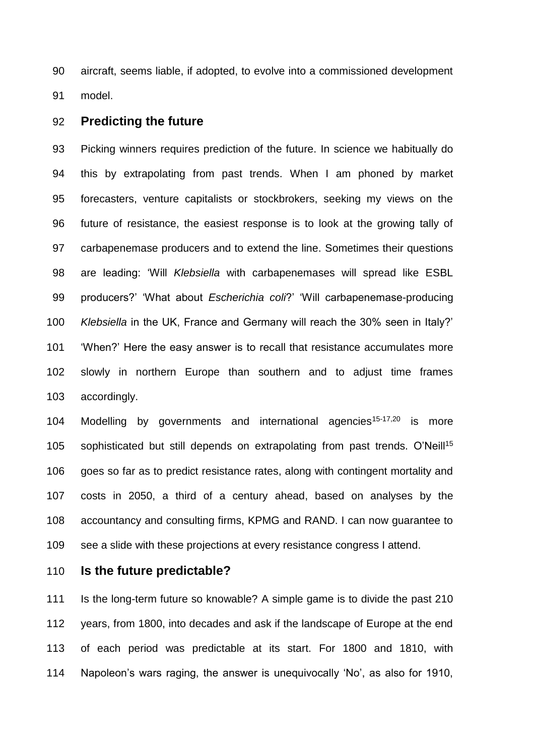aircraft, seems liable, if adopted, to evolve into a commissioned development model.

## Predicting the future

Picking winners requires prediction of the future. In science we habitually do this by extrapolating from past trends. When I am phoned by market forecasters, venture capitalists or stockbrokers, seeking my views on the future of resistance, the easiest response is to look at the growing tally of carbapenemase producers and to extend the line. Sometimes their questions are leading: 'Will *Klebsiella* with carbapenemases will spread like ESBL producers?' 'What about *Escherichia coli*?' 'Will carbapenemase-producing *Klebsiella* in the UK, France and Germany will reach the 30% seen in Italy?' 'When?' Here the easy answer is to recall that resistance accumulates more slowly in northern Europe than southern and to adjust time frames accordingly.

Modelling by governments and international agencies[15-17,20] is more sophisticated but still depends on extrapolating from past trends. O'Neill[15] goes so far as to predict resistance rates, along with contingent mortality and costs in 2050, a third of a century ahead, based on analyses by the accountancy and consulting firms, KPMG and RAND. I can now guarantee to see a slide with these projections at every resistance congress I attend.

## Is the future predictable?

Is the long-term future so knowable? A simple game is to divide the past 210 years, from 1800, into decades and ask if the landscape of Europe at the end of each period was predictable at its start. For 1800 and 1810, with Napoleon's wars raging, the answer is unequivocally 'No', as also for 1910,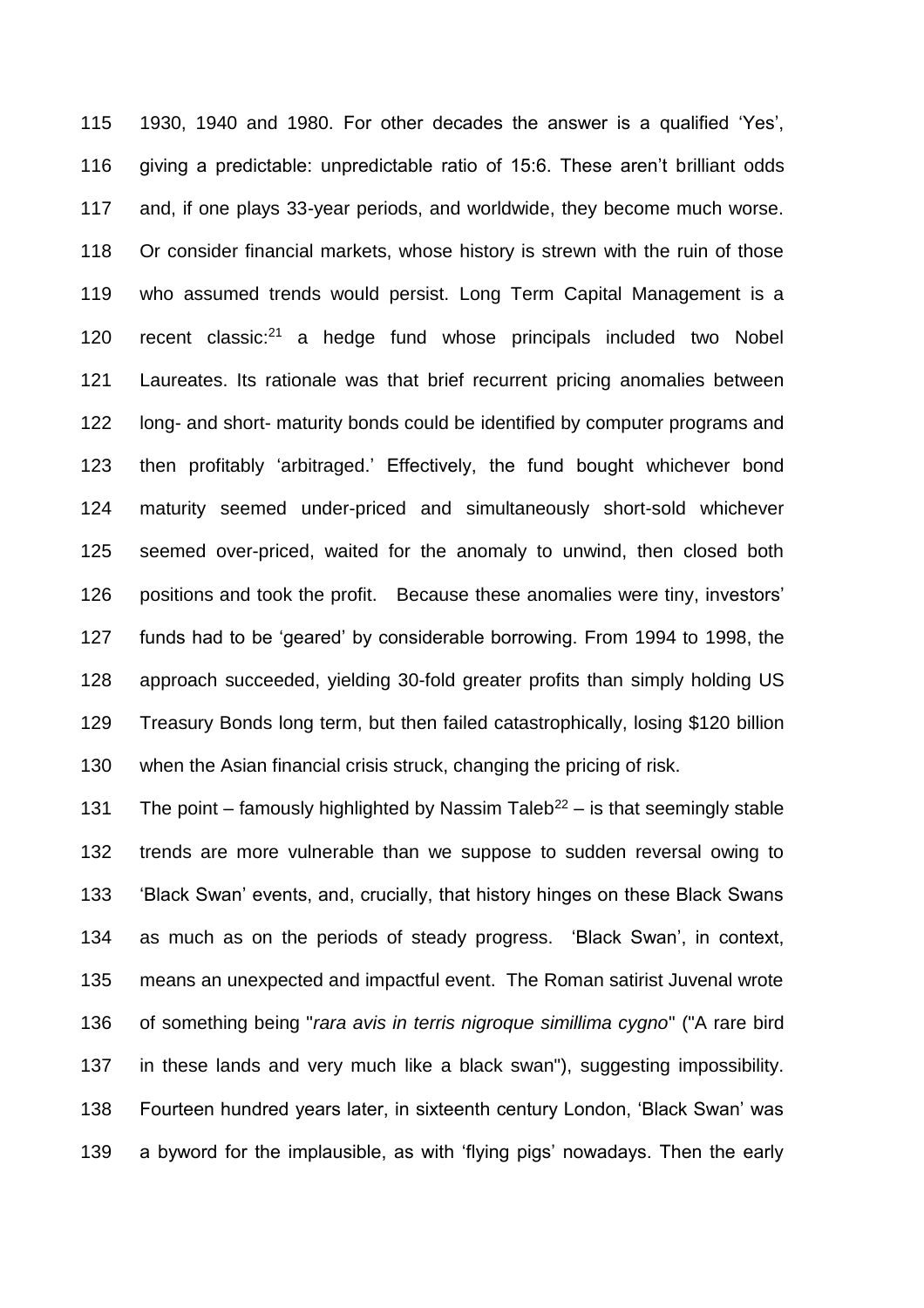1930, 1940 and 1980. For other decades the answer is a qualified 'Yes', giving a predictable: unpredictable ratio of 15:6. These aren't brilliant odds and, if one plays 33-year periods, and worldwide, they become much worse. Or consider financial markets, whose history is strewn with the ruin of those who assumed trends would persist. Long Term Capital Management is a recent classic:[21] a hedge fund whose principals included two Nobel Laureates. Its rationale was that brief recurrent pricing anomalies between long- and short- maturity bonds could be identified by computer programs and then profitably 'arbitraged.' Effectively, the fund bought whichever bond maturity seemed under-priced and simultaneously short-sold whichever seemed over-priced, waited for the anomaly to unwind, then closed both positions and took the profit. Because these anomalies were tiny, investors' funds had to be 'geared' by considerable borrowing. From 1994 to 1998, the approach succeeded, yielding 30-fold greater profits than simply holding US Treasury Bonds long term, but then failed catastrophically, losing $120 billion when the Asian financial crisis struck, changing the pricing of risk.

The point – famously highlighted by Nassim Taleb[22] – is that seemingly stable trends are more vulnerable than we suppose to sudden reversal owing to 'Black Swan' events, and, crucially, that history hinges on these Black Swans as much as on the periods of steady progress. 'Black Swan', in context, means an unexpected and impactful event. The Roman satirist Juvenal wrote of something being "*rara avis in terris nigroque simillima cygno*" ("A rare bird in these lands and very much like a black swan"), suggesting impossibility. Fourteen hundred years later, in sixteenth century London, 'Black Swan' was a byword for the implausible, as with 'flying pigs' nowadays. Then the early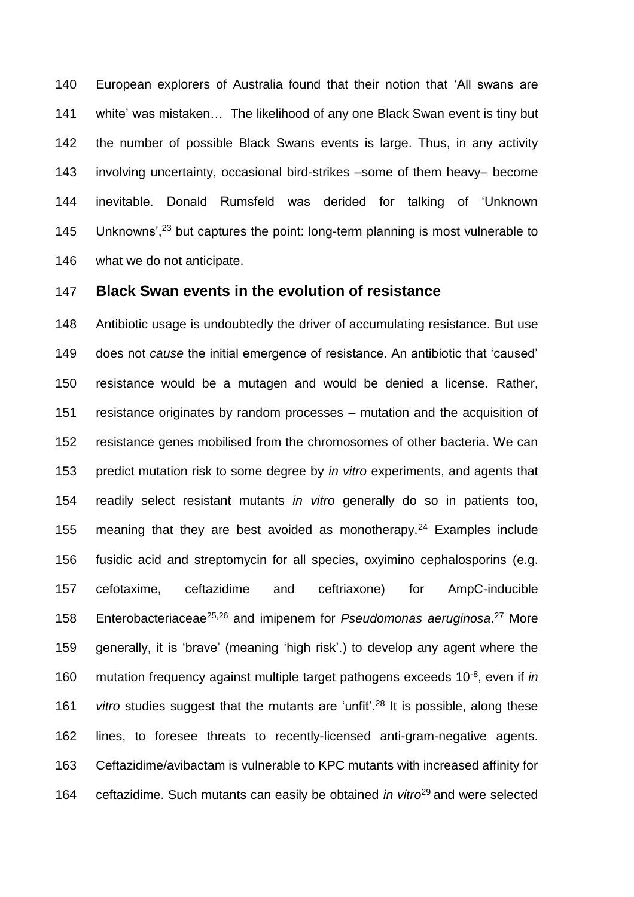European explorers of Australia found that their notion that 'All swans are white' was mistaken… The likelihood of any one Black Swan event is tiny but the number of possible Black Swans events is large. Thus, in any activity involving uncertainty, occasional bird-strikes –some of them heavy– become inevitable. Donald Rumsfeld was derided for talking of 'Unknown Unknowns',[23] but captures the point: long-term planning is most vulnerable to what we do not anticipate.

## Black Swan events in the evolution of resistance

Antibiotic usage is undoubtedly the driver of accumulating resistance. But use does not *cause* the initial emergence of resistance. An antibiotic that 'caused' resistance would be a mutagen and would be denied a license. Rather, resistance originates by random processes – mutation and the acquisition of resistance genes mobilised from the chromosomes of other bacteria. We can predict mutation risk to some degree by *in vitro* experiments, and agents that readily select resistant mutants *in vitro* generally do so in patients too, meaning that they are best avoided as monotherapy.[24] Examples include fusidic acid and streptomycin for all species, oxyimino cephalosporins (e.g. cefotaxime, ceftazidime and ceftriaxone) for AmpC-inducible Enterobacteriaceae[25,26] and imipenem for *Pseudomonas aeruginosa*.[27] More generally, it is 'brave' (meaning 'high risk'.) to develop any agent where the mutation frequency against multiple target pathogens exceeds $10^{-8}$, even if *in vitro* studies suggest that the mutants are 'unfit'.[28] It is possible, along these lines, to foresee threats to recently-licensed anti-gram-negative agents. Ceftazidime/avibactam is vulnerable to KPC mutants with increased affinity for ceftazidime. Such mutants can easily be obtained *in vitro*[29] and were selected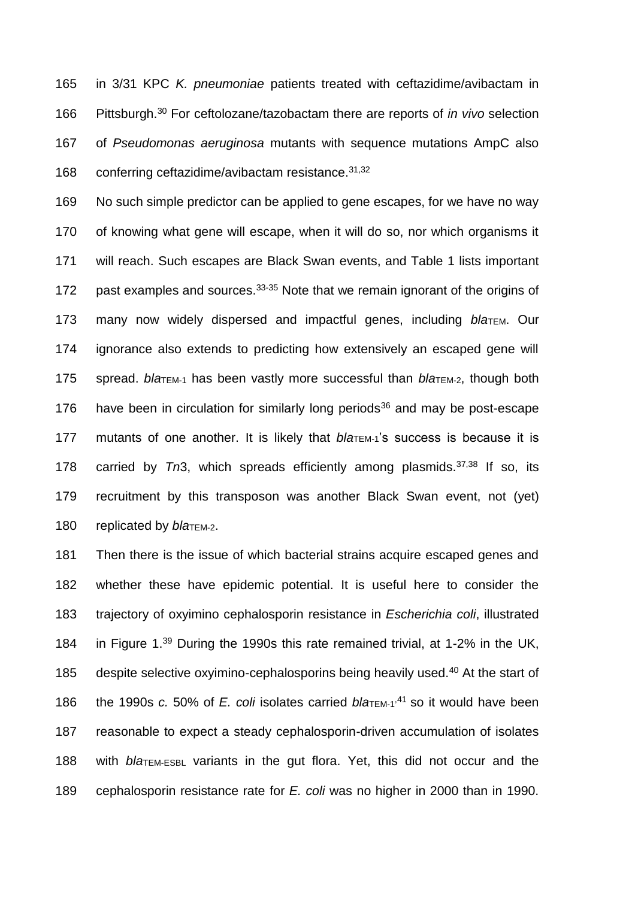in 3/31 KPC *K. pneumoniae* patients treated with ceftazidime/avibactam in Pittsburgh.[30] For ceftolozane/tazobactam there are reports of *in vivo* selection of *Pseudomonas aeruginosa* mutants with sequence mutations AmpC also conferring ceftazidime/avibactam resistance.[31,32]

No such simple predictor can be applied to gene escapes, for we have no way of knowing what gene will escape, when it will do so, nor which organisms it will reach. Such escapes are Black Swan events, and Table 1 lists important past examples and sources.[33-35] Note that we remain ignorant of the origins of many now widely dispersed and impactful genes, including $bla_{\text{TEM}}$. Our ignorance also extends to predicting how extensively an escaped gene will spread. $bla_{\text{TEM-1}}$ has been vastly more successful than $bla_{\text{TEM-2}}$, though both have been in circulation for similarly long periods[36] and may be post-escape mutants of one another. It is likely that $bla_{\text{TEM-1}}$'s success is because it is carried by *Tn*3, which spreads efficiently among plasmids.[37,38] If so, its recruitment by this transposon was another Black Swan event, not (yet) replicated by $bla_{\text{TEM-2}}$.

Then there is the issue of which bacterial strains acquire escaped genes and whether these have epidemic potential. It is useful here to consider the trajectory of oxyimino cephalosporin resistance in *Escherichia coli*, illustrated in Figure 1.[39] During the 1990s this rate remained trivial, at 1-2% in the UK, despite selective oxyimino-cephalosporins being heavily used.[40] At the start of the 1990s *c.* 50% of *E. coli* isolates carried $bla_{\text{TEM-1}}$,[41] so it would have been reasonable to expect a steady cephalosporin-driven accumulation of isolates with $bla_{\text{TEM-ESBL}}$ variants in the gut flora. Yet, this did not occur and the cephalosporin resistance rate for *E. coli* was no higher in 2000 than in 1990.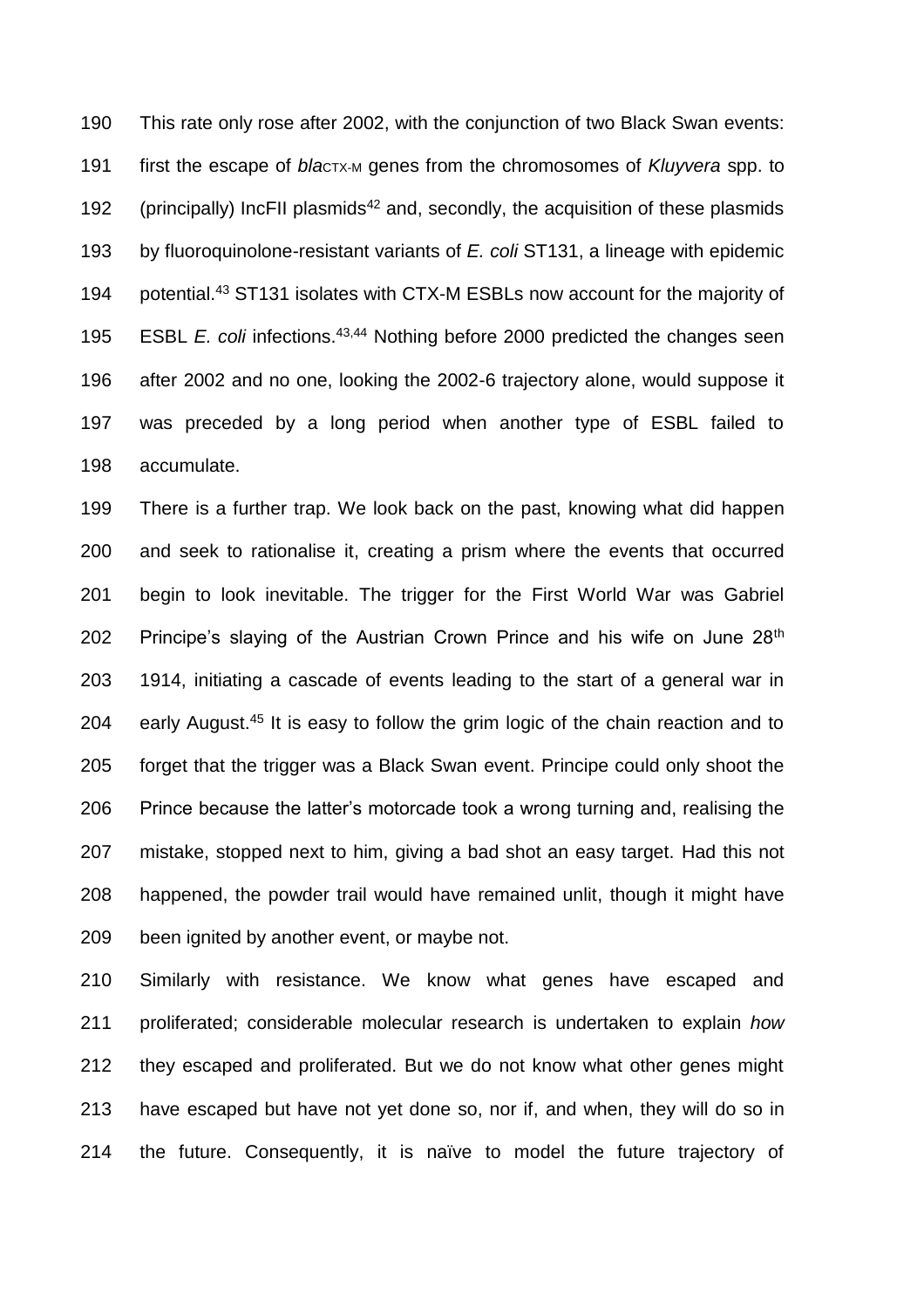This rate only rose after 2002, with the conjunction of two Black Swan events: first the escape of *bla*$_{CTX-M}$ genes from the chromosomes of *Kluyvera* spp. to (principally) IncFII plasmids[42] and, secondly, the acquisition of these plasmids by fluoroquinolone-resistant variants of *E. coli* ST131, a lineage with epidemic potential.[43] ST131 isolates with CTX-M ESBLs now account for the majority of ESBL *E. coli* infections.[43,44] Nothing before 2000 predicted the changes seen after 2002 and no one, looking the 2002-6 trajectory alone, would suppose it was preceded by a long period when another type of ESBL failed to accumulate.

There is a further trap. We look back on the past, knowing what did happen and seek to rationalise it, creating a prism where the events that occurred begin to look inevitable. The trigger for the First World War was Gabriel Principe's slaying of the Austrian Crown Prince and his wife on June 28th 1914, initiating a cascade of events leading to the start of a general war in early August.[45] It is easy to follow the grim logic of the chain reaction and to forget that the trigger was a Black Swan event. Principe could only shoot the Prince because the latter's motorcade took a wrong turning and, realising the mistake, stopped next to him, giving a bad shot an easy target. Had this not happened, the powder trail would have remained unlit, though it might have been ignited by another event, or maybe not.

Similarly with resistance. We know what genes have escaped and proliferated; considerable molecular research is undertaken to explain *how* they escaped and proliferated. But we do not know what other genes might have escaped but have not yet done so, nor if, and when, they will do so in the future. Consequently, it is naïve to model the future trajectory of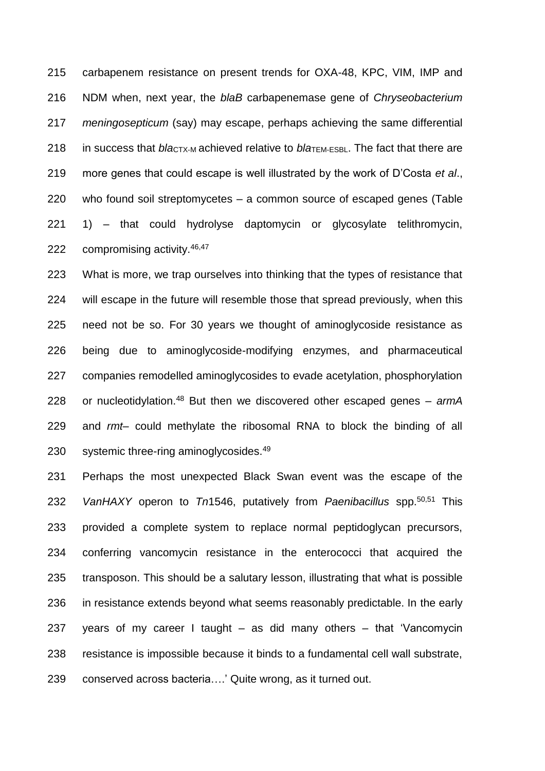carbapenem resistance on present trends for OXA-48, KPC, VIM, IMP and NDM when, next year, the *blaB* carbapenemase gene of *Chryseobacterium meningosepticum* (say) may escape, perhaps achieving the same differential in success that *bla*$_{CTX-M}$ achieved relative to *bla*$_{TEM-ESBL}$. The fact that there are more genes that could escape is well illustrated by the work of D'Costa *et al*., who found soil streptomycetes – a common source of escaped genes (Table 1) – that could hydrolyse daptomycin or glycosylate telithromycin, compromising activity.[46,47]

What is more, we trap ourselves into thinking that the types of resistance that will escape in the future will resemble those that spread previously, when this need not be so. For 30 years we thought of aminoglycoside resistance as being due to aminoglycoside-modifying enzymes, and pharmaceutical companies remodelled aminoglycosides to evade acetylation, phosphorylation or nucleotidylation.[48] But then we discovered other escaped genes – *armA* and *rmt*– could methylate the ribosomal RNA to block the binding of all systemic three-ring aminoglycosides.[49]

Perhaps the most unexpected Black Swan event was the escape of the *VanHAXY* operon to *Tn*1546, putatively from *Paenibacillus* spp.[50,51] This provided a complete system to replace normal peptidoglycan precursors, conferring vancomycin resistance in the enterococci that acquired the transposon. This should be a salutary lesson, illustrating that what is possible in resistance extends beyond what seems reasonably predictable. In the early years of my career I taught – as did many others – that 'Vancomycin resistance is impossible because it binds to a fundamental cell wall substrate, conserved across bacteria….' Quite wrong, as it turned out.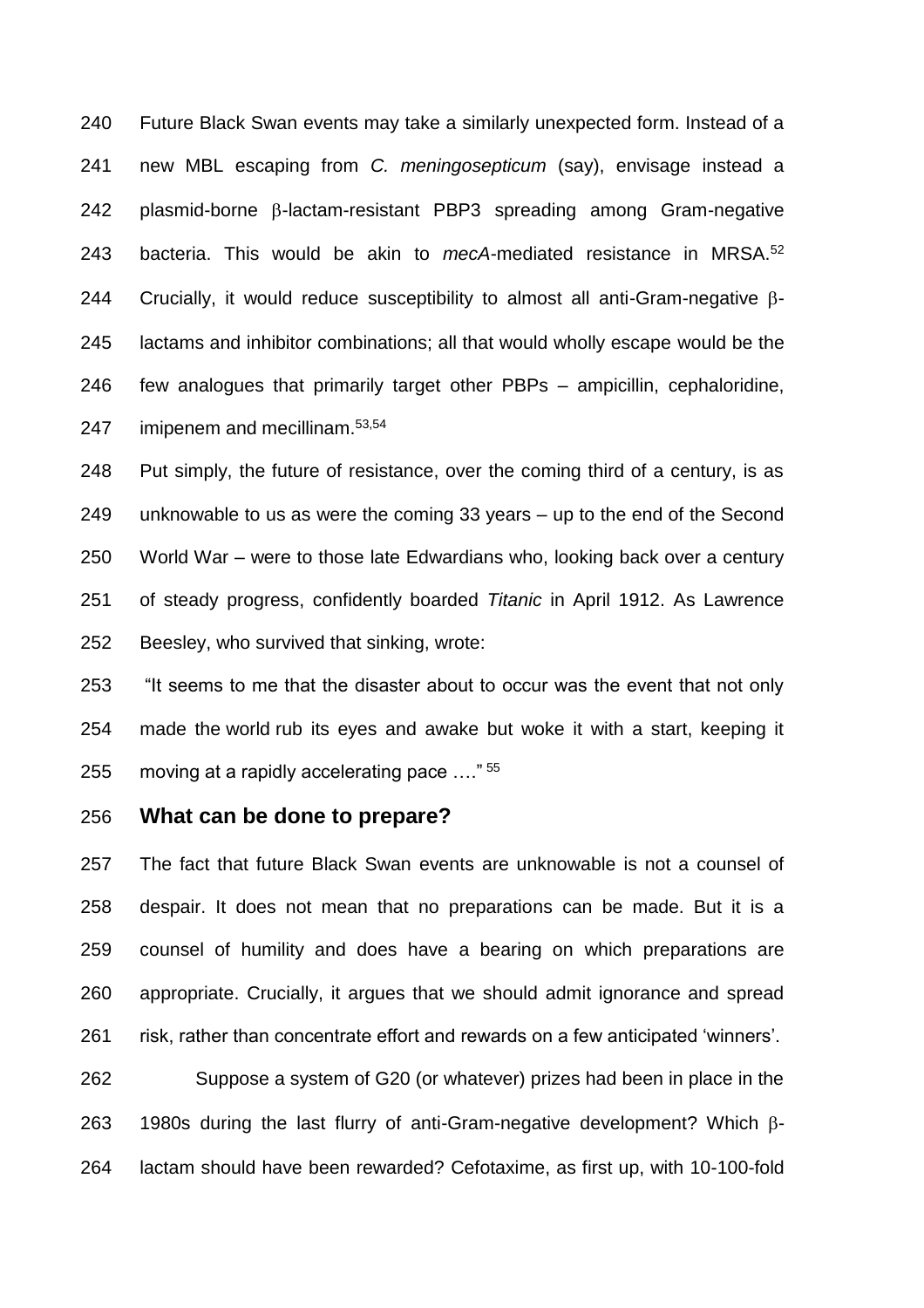Future Black Swan events may take a similarly unexpected form. Instead of a new MBL escaping from *C. meningosepticum* (say), envisage instead a plasmid-borne β-lactam-resistant PBP3 spreading among Gram-negative bacteria. This would be akin to *mecA*-mediated resistance in MRSA.[52] Crucially, it would reduce susceptibility to almost all anti-Gram-negative β-lactams and inhibitor combinations; all that would wholly escape would be the few analogues that primarily target other PBPs – ampicillin, cephaloridine, imipenem and mecillinam.[53,54]

Put simply, the future of resistance, over the coming third of a century, is as unknowable to us as were the coming 33 years – up to the end of the Second World War – were to those late Edwardians who, looking back over a century of steady progress, confidently boarded *Titanic* in April 1912. As Lawrence Beesley, who survived that sinking, wrote:

"It seems to me that the disaster about to occur was the event that not only made the world rub its eyes and awake but woke it with a start, keeping it moving at a rapidly accelerating pace …." [55]

## What can be done to prepare?

The fact that future Black Swan events are unknowable is not a counsel of despair. It does not mean that no preparations can be made. But it is a counsel of humility and does have a bearing on which preparations are appropriate. Crucially, it argues that we should admit ignorance and spread risk, rather than concentrate effort and rewards on a few anticipated 'winners'.

Suppose a system of G20 (or whatever) prizes had been in place in the 1980s during the last flurry of anti-Gram-negative development? Which β-lactam should have been rewarded? Cefotaxime, as first up, with 10-100-fold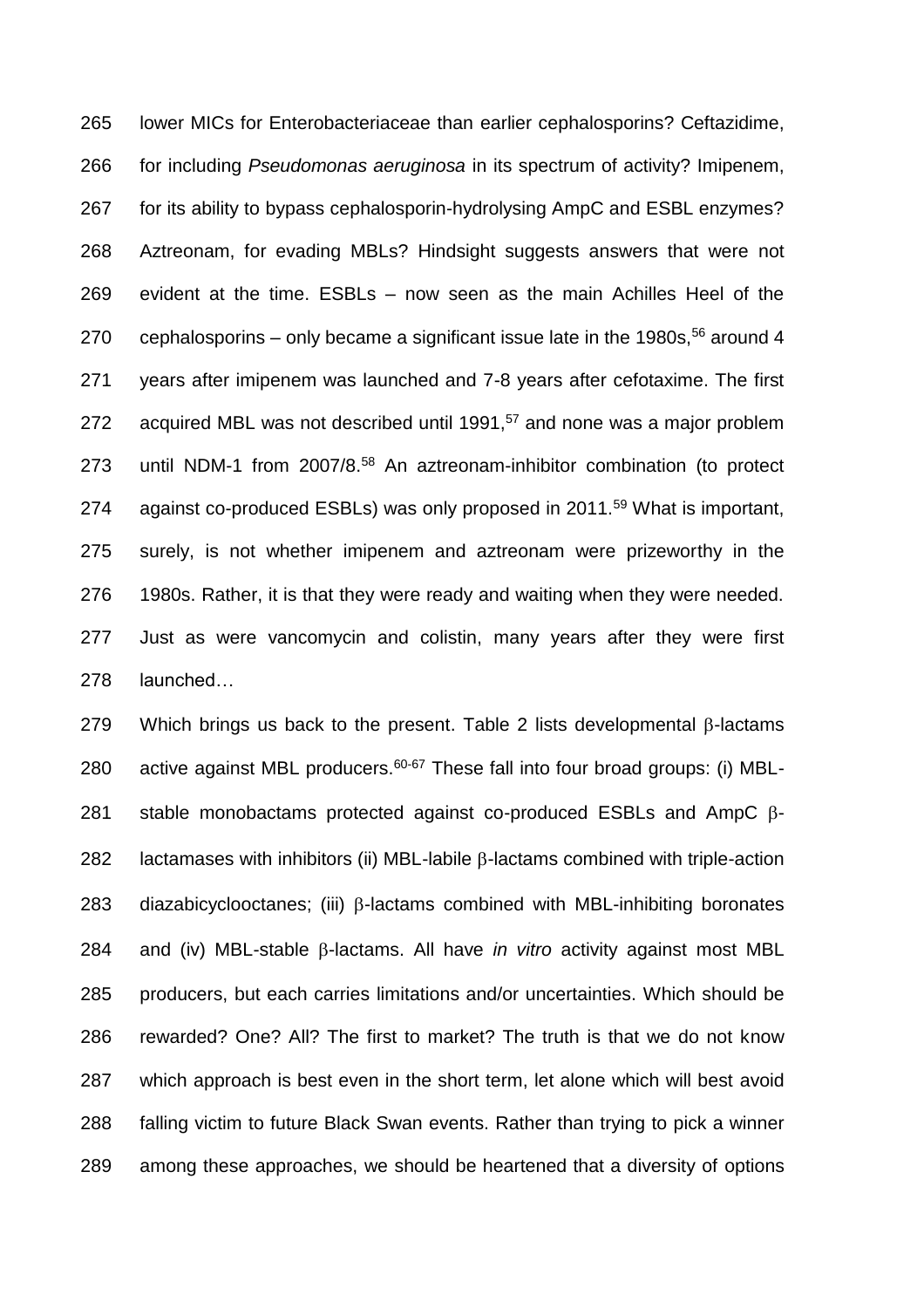lower MICs for Enterobacteriaceae than earlier cephalosporins? Ceftazidime, for including *Pseudomonas aeruginosa* in its spectrum of activity? Imipenem, for its ability to bypass cephalosporin-hydrolysing AmpC and ESBL enzymes? Aztreonam, for evading MBLs? Hindsight suggests answers that were not evident at the time. ESBLs – now seen as the main Achilles Heel of the cephalosporins – only became a significant issue late in the 1980s,[56] around 4 years after imipenem was launched and 7-8 years after cefotaxime. The first acquired MBL was not described until 1991,[57] and none was a major problem until NDM-1 from 2007/8.[58] An aztreonam-inhibitor combination (to protect against co-produced ESBLs) was only proposed in 2011.[59] What is important, surely, is not whether imipenem and aztreonam were prizeworthy in the 1980s. Rather, it is that they were ready and waiting when they were needed. Just as were vancomycin and colistin, many years after they were first launched…

Which brings us back to the present. Table 2 lists developmental β-lactams active against MBL producers.[60-67] These fall into four broad groups: (i) MBL-stable monobactams protected against co-produced ESBLs and AmpC β-lactamases with inhibitors (ii) MBL-labile β-lactams combined with triple-action diazabicyclooctanes; (iii) β-lactams combined with MBL-inhibiting boronates and (iv) MBL-stable β-lactams. All have *in vitro* activity against most MBL producers, but each carries limitations and/or uncertainties. Which should be rewarded? One? All? The first to market? The truth is that we do not know which approach is best even in the short term, let alone which will best avoid falling victim to future Black Swan events. Rather than trying to pick a winner among these approaches, we should be heartened that a diversity of options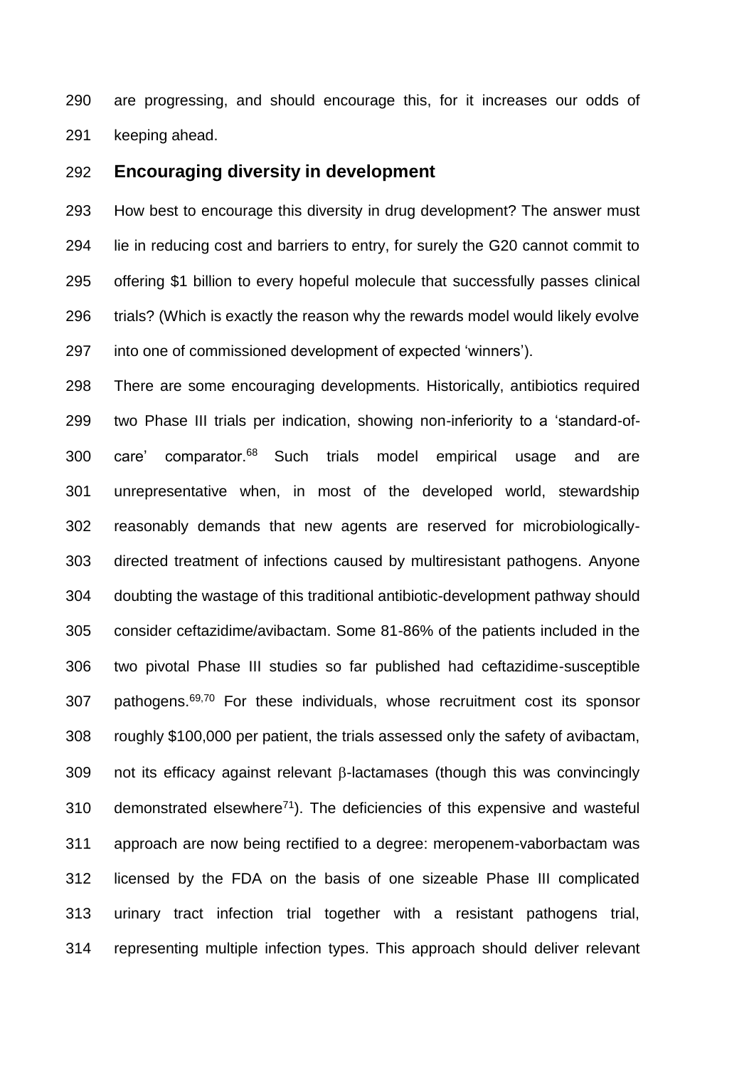are progressing, and should encourage this, for it increases our odds of keeping ahead.

## Encouraging diversity in development

How best to encourage this diversity in drug development? The answer must lie in reducing cost and barriers to entry, for surely the G20 cannot commit to offering $1 billion to every hopeful molecule that successfully passes clinical trials? (Which is exactly the reason why the rewards model would likely evolve into one of commissioned development of expected 'winners').

There are some encouraging developments. Historically, antibiotics required two Phase III trials per indication, showing non-inferiority to a 'standard-of-care' comparator.[68] Such trials model empirical usage and are unrepresentative when, in most of the developed world, stewardship reasonably demands that new agents are reserved for microbiologically-directed treatment of infections caused by multiresistant pathogens. Anyone doubting the wastage of this traditional antibiotic-development pathway should consider ceftazidime/avibactam. Some 81-86% of the patients included in the two pivotal Phase III studies so far published had ceftazidime-susceptible pathogens.[69,70] For these individuals, whose recruitment cost its sponsor roughly $100,000 per patient, the trials assessed only the safety of avibactam, not its efficacy against relevant β-lactamases (though this was convincingly demonstrated elsewhere[71]). The deficiencies of this expensive and wasteful approach are now being rectified to a degree: meropenem-vaborbactam was licensed by the FDA on the basis of one sizeable Phase III complicated urinary tract infection trial together with a resistant pathogens trial, representing multiple infection types. This approach should deliver relevant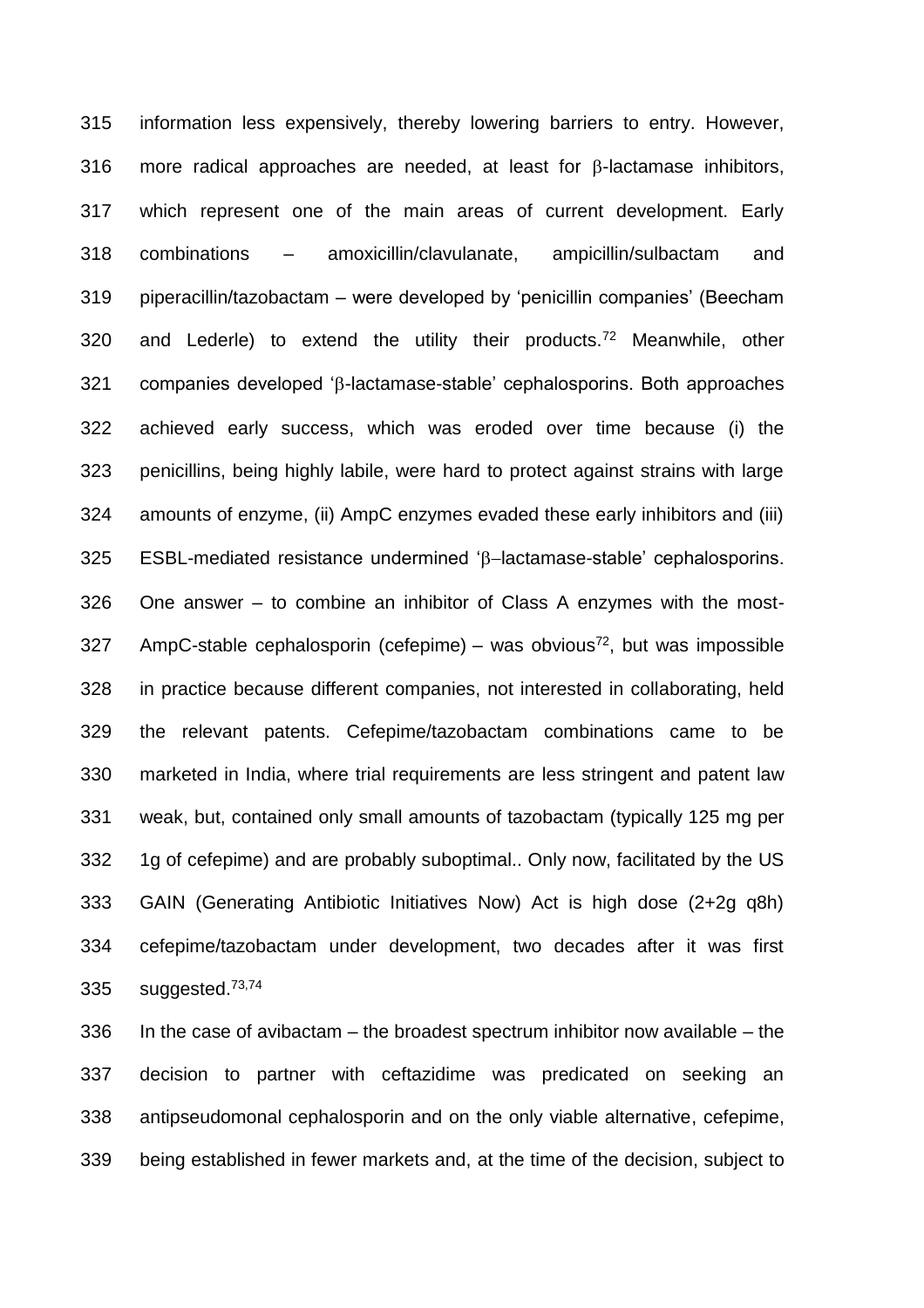information less expensively, thereby lowering barriers to entry. However, more radical approaches are needed, at least for β-lactamase inhibitors, which represent one of the main areas of current development. Early combinations – amoxicillin/clavulanate, ampicillin/sulbactam and piperacillin/tazobactam – were developed by 'penicillin companies' (Beecham and Lederle) to extend the utility their products.[72] Meanwhile, other companies developed 'β-lactamase-stable' cephalosporins. Both approaches achieved early success, which was eroded over time because (i) the penicillins, being highly labile, were hard to protect against strains with large amounts of enzyme, (ii) AmpC enzymes evaded these early inhibitors and (iii) ESBL-mediated resistance undermined 'β–lactamase-stable' cephalosporins. One answer – to combine an inhibitor of Class A enzymes with the most-AmpC-stable cephalosporin (cefepime) – was obvious[72], but was impossible in practice because different companies, not interested in collaborating, held the relevant patents. Cefepime/tazobactam combinations came to be marketed in India, where trial requirements are less stringent and patent law weak, but, contained only small amounts of tazobactam (typically 125 mg per 1g of cefepime) and are probably suboptimal.. Only now, facilitated by the US GAIN (Generating Antibiotic Initiatives Now) Act is high dose (2+2g q8h) cefepime/tazobactam under development, two decades after it was first suggested.[73,74]

In the case of avibactam – the broadest spectrum inhibitor now available – the decision to partner with ceftazidime was predicated on seeking an antipseudomonal cephalosporin and on the only viable alternative, cefepime, being established in fewer markets and, at the time of the decision, subject to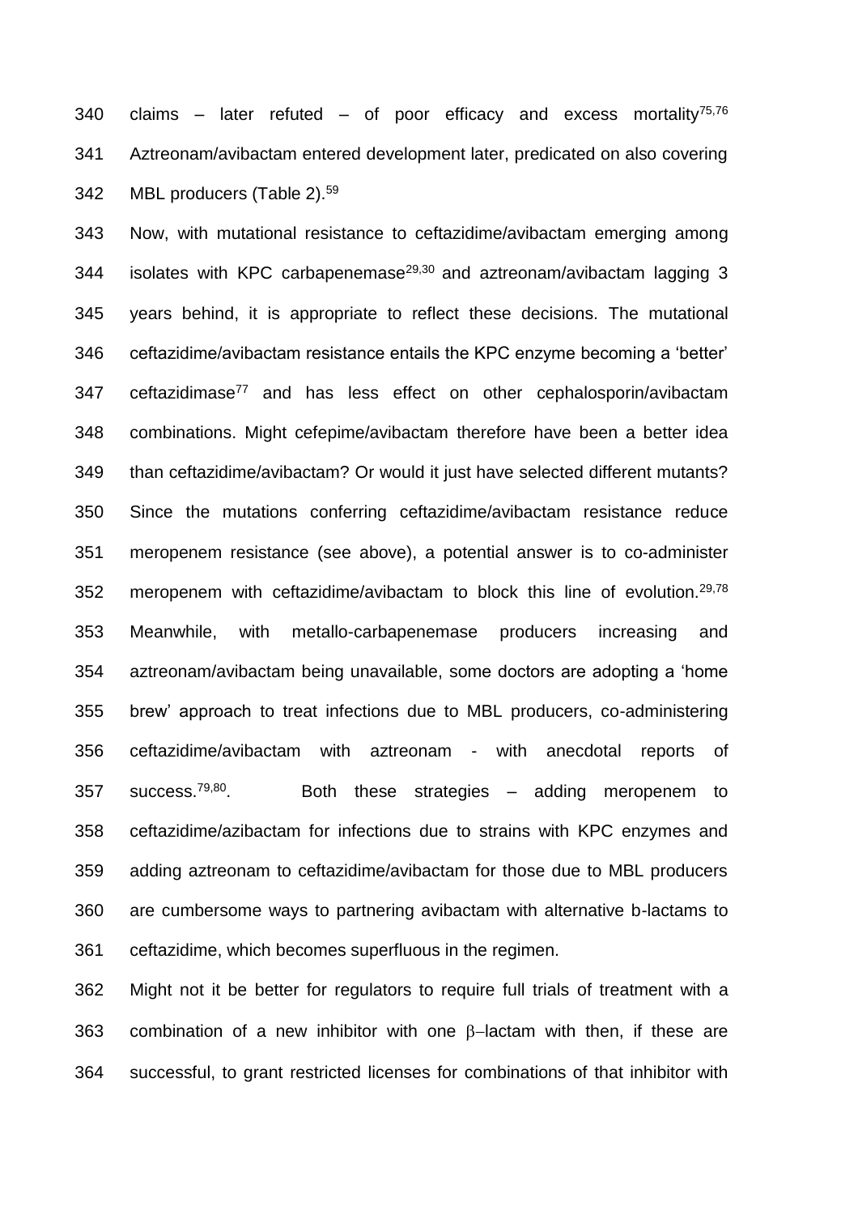claims – later refuted – of poor efficacy and excess mortality[75,76] Aztreonam/avibactam entered development later, predicated on also covering MBL producers (Table 2).[59]

Now, with mutational resistance to ceftazidime/avibactam emerging among isolates with KPC carbapenemase[29,30] and aztreonam/avibactam lagging 3 years behind, it is appropriate to reflect these decisions. The mutational ceftazidime/avibactam resistance entails the KPC enzyme becoming a 'better' ceftazidimase[77] and has less effect on other cephalosporin/avibactam combinations. Might cefepime/avibactam therefore have been a better idea than ceftazidime/avibactam? Or would it just have selected different mutants? Since the mutations conferring ceftazidime/avibactam resistance reduce meropenem resistance (see above), a potential answer is to co-administer meropenem with ceftazidime/avibactam to block this line of evolution.[29,78] Meanwhile, with metallo-carbapenemase producers increasing and aztreonam/avibactam being unavailable, some doctors are adopting a 'home brew' approach to treat infections due to MBL producers, co-administering ceftazidime/avibactam with aztreonam - with anecdotal reports of success.[79,80]. Both these strategies – adding meropenem to ceftazidime/azibactam for infections due to strains with KPC enzymes and adding aztreonam to ceftazidime/avibactam for those due to MBL producers are cumbersome ways to partnering avibactam with alternative b-lactams to ceftazidime, which becomes superfluous in the regimen.

Might not it be better for regulators to require full trials of treatment with a combination of a new inhibitor with one β−lactam with then, if these are successful, to grant restricted licenses for combinations of that inhibitor with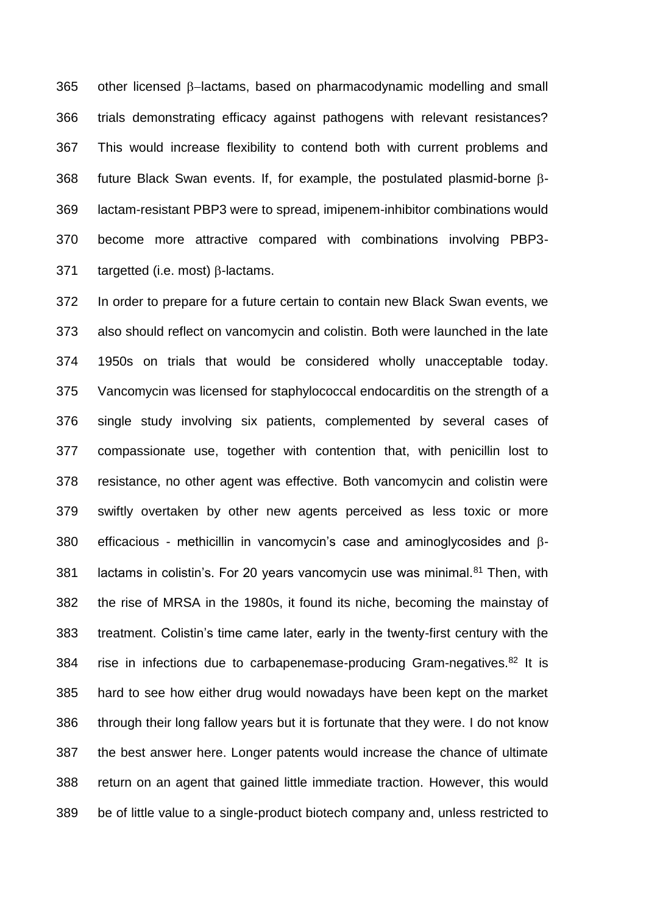other licensed β−lactams, based on pharmacodynamic modelling and small trials demonstrating efficacy against pathogens with relevant resistances? This would increase flexibility to contend both with current problems and future Black Swan events. If, for example, the postulated plasmid-borne β-lactam-resistant PBP3 were to spread, imipenem-inhibitor combinations would become more attractive compared with combinations involving PBP3-targetted (i.e. most) β-lactams.

In order to prepare for a future certain to contain new Black Swan events, we also should reflect on vancomycin and colistin. Both were launched in the late 1950s on trials that would be considered wholly unacceptable today. Vancomycin was licensed for staphylococcal endocarditis on the strength of a single study involving six patients, complemented by several cases of compassionate use, together with contention that, with penicillin lost to resistance, no other agent was effective. Both vancomycin and colistin were swiftly overtaken by other new agents perceived as less toxic or more efficacious - methicillin in vancomycin's case and aminoglycosides and β-lactams in colistin's. For 20 years vancomycin use was minimal.[81] Then, with the rise of MRSA in the 1980s, it found its niche, becoming the mainstay of treatment. Colistin's time came later, early in the twenty-first century with the rise in infections due to carbapenemase-producing Gram-negatives.[82] It is hard to see how either drug would nowadays have been kept on the market through their long fallow years but it is fortunate that they were. I do not know the best answer here. Longer patents would increase the chance of ultimate return on an agent that gained little immediate traction. However, this would be of little value to a single-product biotech company and, unless restricted to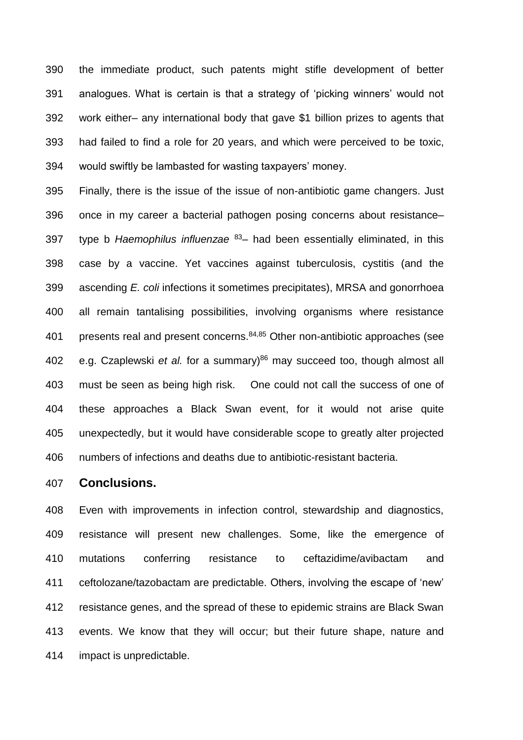the immediate product, such patents might stifle development of better analogues. What is certain is that a strategy of 'picking winners' would not work either– any international body that gave $1 billion prizes to agents that had failed to find a role for 20 years, and which were perceived to be toxic, would swiftly be lambasted for wasting taxpayers' money.

Finally, there is the issue of the issue of non-antibiotic game changers. Just once in my career a bacterial pathogen posing concerns about resistance– type b *Haemophilus influenzae* [83]– had been essentially eliminated, in this case by a vaccine. Yet vaccines against tuberculosis, cystitis (and the ascending *E. coli* infections it sometimes precipitates), MRSA and gonorrhoea all remain tantalising possibilities, involving organisms where resistance presents real and present concerns.[84,85] Other non-antibiotic approaches (see e.g. Czaplewski *et al.* for a summary)[86] may succeed too, though almost all must be seen as being high risk. One could not call the success of one of these approaches a Black Swan event, for it would not arise quite unexpectedly, but it would have considerable scope to greatly alter projected numbers of infections and deaths due to antibiotic-resistant bacteria.

## Conclusions.

Even with improvements in infection control, stewardship and diagnostics, resistance will present new challenges. Some, like the emergence of mutations conferring resistance to ceftazidime/avibactam and ceftolozane/tazobactam are predictable. Others, involving the escape of 'new' resistance genes, and the spread of these to epidemic strains are Black Swan events. We know that they will occur; but their future shape, nature and impact is unpredictable.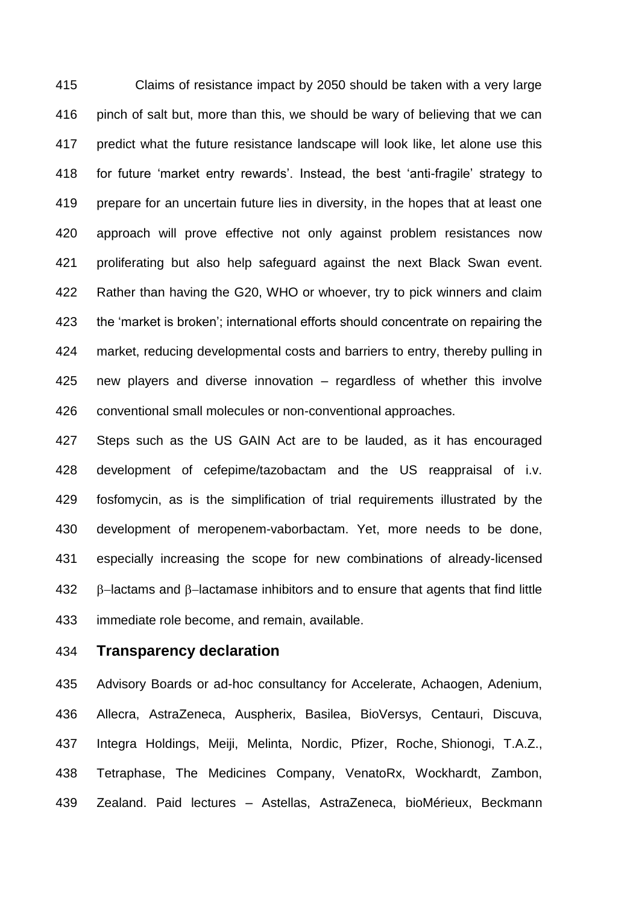Claims of resistance impact by 2050 should be taken with a very large pinch of salt but, more than this, we should be wary of believing that we can predict what the future resistance landscape will look like, let alone use this for future 'market entry rewards'. Instead, the best 'anti-fragile' strategy to prepare for an uncertain future lies in diversity, in the hopes that at least one approach will prove effective not only against problem resistances now proliferating but also help safeguard against the next Black Swan event. Rather than having the G20, WHO or whoever, try to pick winners and claim the 'market is broken'; international efforts should concentrate on repairing the market, reducing developmental costs and barriers to entry, thereby pulling in new players and diverse innovation – regardless of whether this involve conventional small molecules or non-conventional approaches.

Steps such as the US GAIN Act are to be lauded, as it has encouraged development of cefepime/tazobactam and the US reappraisal of i.v. fosfomycin, as is the simplification of trial requirements illustrated by the development of meropenem-vaborbactam. Yet, more needs to be done, especially increasing the scope for new combinations of already-licensed β−lactams and β−lactamase inhibitors and to ensure that agents that find little immediate role become, and remain, available.

## Transparency declaration

Advisory Boards or ad-hoc consultancy for Accelerate, Achaogen, Adenium, Allecra, AstraZeneca, Auspherix, Basilea, BioVersys, Centauri, Discuva, Integra Holdings, Meiji, Melinta, Nordic, Pfizer, Roche, Shionogi, T.A.Z., Tetraphase, The Medicines Company, VenatoRx, Wockhardt, Zambon, Zealand. Paid lectures – Astellas, AstraZeneca, bioMérieux, Beckmann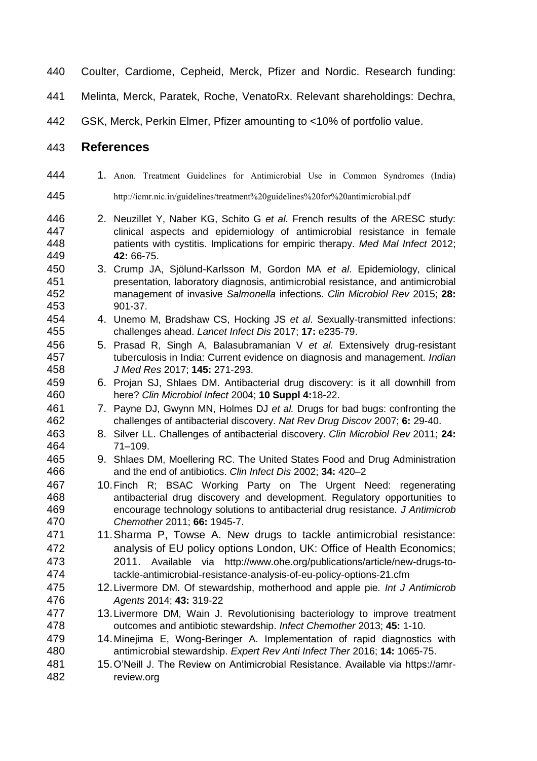Coulter, Cardiome, Cepheid, Merck, Pfizer and Nordic. Research funding: Melinta, Merck, Paratek, Roche, VenatoRx. Relevant shareholdings: Dechra, GSK, Merck, Perkin Elmer, Pfizer amounting to <10% of portfolio value.

## References

1. Anon. Treatment Guidelines for Antimicrobial Use in Common Syndromes (India) http://icmr.nic.in/guidelines/treatment%20guidelines%20for%20antimicrobial.pdf
2. Neuzillet Y, Naber KG, Schito G *et al.* French results of the ARESC study: clinical aspects and epidemiology of antimicrobial resistance in female patients with cystitis. Implications for empiric therapy. *Med Mal Infect* 2012; **42:** 66-75.
3. Crump JA, Sjölund-Karlsson M, Gordon MA *et al*. Epidemiology, clinical presentation, laboratory diagnosis, antimicrobial resistance, and antimicrobial management of invasive *Salmonella* infections. *Clin Microbiol Rev* 2015; **28:** 901-37.
4. Unemo M, Bradshaw CS, Hocking JS *et al*. Sexually-transmitted infections: challenges ahead. *Lancet Infect Dis* 2017; **17:** e235-79.
5. Prasad R, Singh A, Balasubramanian V *et al.* Extensively drug-resistant tuberculosis in India: Current evidence on diagnosis and management. *Indian J Med Res* 2017; **145:** 271-293.
6. Projan SJ, Shlaes DM. Antibacterial drug discovery: is it all downhill from here? *Clin Microbiol Infect* 2004; **10 Suppl 4:**18-22.
7. Payne DJ, Gwynn MN, Holmes DJ *et al.* Drugs for bad bugs: confronting the challenges of antibacterial discovery. *Nat Rev Drug Discov* 2007; **6:** 29-40.
8. Silver LL. Challenges of antibacterial discovery. *Clin Microbiol Rev* 2011; **24:** 71–109.
9. Shlaes DM, Moellering RC. The United States Food and Drug Administration and the end of antibiotics. *Clin Infect Dis* 2002; **34:** 420–2
10. Finch R; BSAC Working Party on The Urgent Need: regenerating antibacterial drug discovery and development. Regulatory opportunities to encourage technology solutions to antibacterial drug resistance. *J Antimicrob Chemother* 2011; **66:** 1945-7.
11. Sharma P, Towse A. New drugs to tackle antimicrobial resistance: analysis of EU policy options London, UK: Office of Health Economics; 2011. Available via http://www.ohe.org/publications/article/new-drugs-to-tackle-antimicrobial-resistance-analysis-of-eu-policy-options-21.cfm
12. Livermore DM. Of stewardship, motherhood and apple pie. *Int J Antimicrob Agents* 2014; **43:** 319-22
13. Livermore DM, Wain J. Revolutionising bacteriology to improve treatment outcomes and antibiotic stewardship. *Infect Chemother* 2013; **45:** 1-10.
14. Minejima E, Wong-Beringer A. Implementation of rapid diagnostics with antimicrobial stewardship. *Expert Rev Anti Infect Ther* 2016; **14:** 1065-75.
15. O'Neill J. The Review on Antimicrobial Resistance. Available via https://amr-review.org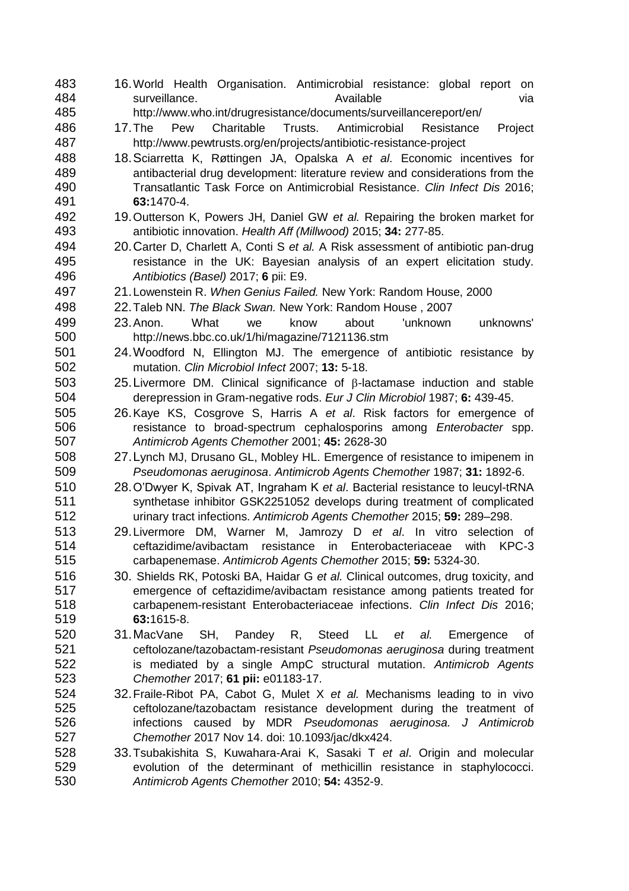16. World Health Organisation. Antimicrobial resistance: global report on surveillance. Available via http://www.who.int/drugresistance/documents/surveillancereport/en/
17. The Pew Charitable Trusts. Antimicrobial Resistance Project http://www.pewtrusts.org/en/projects/antibiotic-resistance-project
18. Sciarretta K, Røttingen JA, Opalska A *et al*. Economic incentives for antibacterial drug development: literature review and considerations from the Transatlantic Task Force on Antimicrobial Resistance. *Clin Infect Dis* 2016; **63:**1470-4.
19. Outterson K, Powers JH, Daniel GW *et al.* Repairing the broken market for antibiotic innovation. *Health Aff (Millwood)* 2015; **34:** 277-85.
20. Carter D, Charlett A, Conti S *et al.* A Risk assessment of antibiotic pan-drug resistance in the UK: Bayesian analysis of an expert elicitation study. *Antibiotics (Basel)* 2017; **6** pii: E9.
21. Lowenstein R. *When Genius Failed.* New York: Random House, 2000
22. Taleb NN. *The Black Swan.* New York: Random House , 2007
23. Anon. What we know about 'unknown unknowns' http://news.bbc.co.uk/1/hi/magazine/7121136.stm
24. Woodford N, Ellington MJ. The emergence of antibiotic resistance by mutation. *Clin Microbiol Infect* 2007; **13:** 5-18.
25. Livermore DM. Clinical significance of $\beta$-lactamase induction and stable derepression in Gram-negative rods. *Eur J Clin Microbiol* 1987; **6:** 439-45.
26. Kaye KS, Cosgrove S, Harris A *et al*. Risk factors for emergence of resistance to broad-spectrum cephalosporins among *Enterobacter* spp. *Antimicrob Agents Chemother* 2001; **45:** 2628-30
27. Lynch MJ, Drusano GL, Mobley HL. Emergence of resistance to imipenem in *Pseudomonas aeruginosa*. *Antimicrob Agents Chemother* 1987; **31:** 1892-6.
28. O'Dwyer K, Spivak AT, Ingraham K *et al*. Bacterial resistance to leucyl-tRNA synthetase inhibitor GSK2251052 develops during treatment of complicated urinary tract infections. *Antimicrob Agents Chemother* 2015; **59:** 289–298.
29. Livermore DM, Warner M, Jamrozy D *et al*. In vitro selection of ceftazidime/avibactam resistance in Enterobacteriaceae with KPC-3 carbapenemase. *Antimicrob Agents Chemother* 2015; **59:** 5324-30.
30. Shields RK, Potoski BA, Haidar G *et al.* Clinical outcomes, drug toxicity, and emergence of ceftazidime/avibactam resistance among patients treated for carbapenem-resistant Enterobacteriaceae infections. *Clin Infect Dis* 2016; **63:**1615-8.
31. MacVane SH, Pandey R, Steed LL *et al.* Emergence of ceftolozane/tazobactam-resistant *Pseudomonas aeruginosa* during treatment is mediated by a single AmpC structural mutation. *Antimicrob Agents Chemother* 2017; **61 pii:** e01183-17.
32. Fraile-Ribot PA, Cabot G, Mulet X *et al.* Mechanisms leading to in vivo ceftolozane/tazobactam resistance development during the treatment of infections caused by MDR *Pseudomonas aeruginosa. J Antimicrob Chemother* 2017 Nov 14. doi: 10.1093/jac/dkx424.
33. Tsubakishita S, Kuwahara-Arai K, Sasaki T *et al*. Origin and molecular evolution of the determinant of methicillin resistance in staphylococci. *Antimicrob Agents Chemother* 2010; **54:** 4352-9.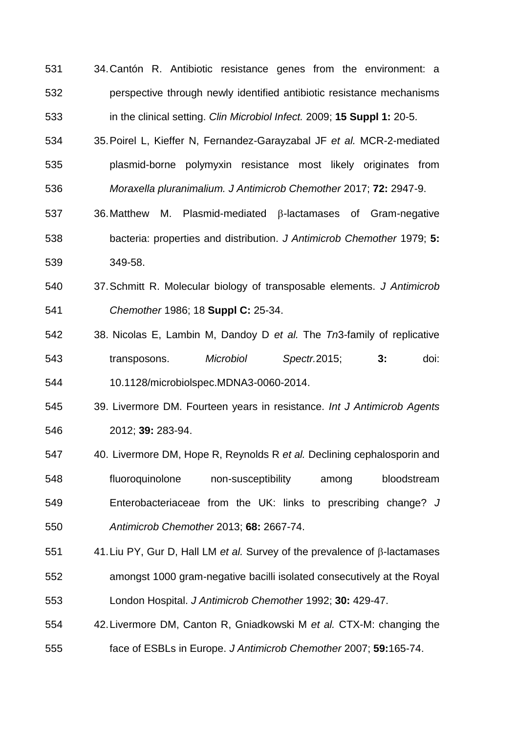34. Cantón R. Antibiotic resistance genes from the environment: a perspective through newly identified antibiotic resistance mechanisms in the clinical setting. *Clin Microbiol Infect.* 2009; **15 Suppl 1:** 20-5.

35. Poirel L, Kieffer N, Fernandez-Garayzabal JF *et al.* MCR-2-mediated plasmid-borne polymyxin resistance most likely originates from *Moraxella pluranimalium. J Antimicrob Chemother* 2017; **72:** 2947-9.

36. Matthew M. Plasmid-mediated β-lactamases of Gram-negative bacteria: properties and distribution. *J Antimicrob Chemother* 1979; **5:** 349-58.

37. Schmitt R. Molecular biology of transposable elements. *J Antimicrob Chemother* 1986; 18 **Suppl C:** 25-34.

38. Nicolas E, Lambin M, Dandoy D *et al.* The *Tn*3-family of replicative transposons. *Microbiol Spectr.* 2015; **3:** doi: 10.1128/microbiolspec.MDNA3-0060-2014.

39. Livermore DM. Fourteen years in resistance. *Int J Antimicrob Agents* 2012; **39:** 283-94.

40. Livermore DM, Hope R, Reynolds R *et al.* Declining cephalosporin and fluoroquinolone non-susceptibility among bloodstream Enterobacteriaceae from the UK: links to prescribing change? *J Antimicrob Chemother* 2013; **68:** 2667-74.

41. Liu PY, Gur D, Hall LM *et al.* Survey of the prevalence of β-lactamases amongst 1000 gram-negative bacilli isolated consecutively at the Royal London Hospital. *J Antimicrob Chemother* 1992; **30:** 429-47.

42. Livermore DM, Canton R, Gniadkowski M *et al.* CTX-M: changing the face of ESBLs in Europe. *J Antimicrob Chemother* 2007; **59:**165-74.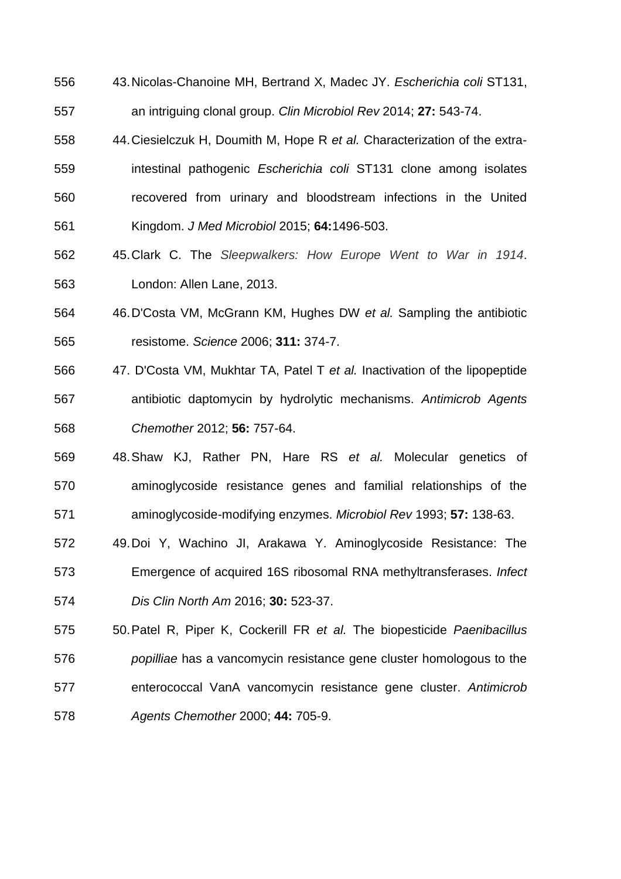43. Nicolas-Chanoine MH, Bertrand X, Madec JY. *Escherichia coli* ST131, an intriguing clonal group. *Clin Microbiol Rev* 2014; **27:** 543-74.
44. Ciesielczuk H, Doumith M, Hope R *et al.* Characterization of the extra-intestinal pathogenic *Escherichia coli* ST131 clone among isolates recovered from urinary and bloodstream infections in the United Kingdom. *J Med Microbiol* 2015; **64:**1496-503.
45. Clark C. The *Sleepwalkers: How Europe Went to War in 1914*. London: Allen Lane, 2013.
46. D'Costa VM, McGrann KM, Hughes DW *et al.* Sampling the antibiotic resistome. *Science* 2006; **311:** 374-7.
47. D'Costa VM, Mukhtar TA, Patel T *et al.* Inactivation of the lipopeptide antibiotic daptomycin by hydrolytic mechanisms. *Antimicrob Agents Chemother* 2012; **56:** 757-64.
48. Shaw KJ, Rather PN, Hare RS *et al.* Molecular genetics of aminoglycoside resistance genes and familial relationships of the aminoglycoside-modifying enzymes. *Microbiol Rev* 1993; **57:** 138-63.
49. Doi Y, Wachino JI, Arakawa Y. Aminoglycoside Resistance: The Emergence of acquired 16S ribosomal RNA methyltransferases. *Infect Dis Clin North Am* 2016; **30:** 523-37.
50. Patel R, Piper K, Cockerill FR *et al.* The biopesticide *Paenibacillus popilliae* has a vancomycin resistance gene cluster homologous to the enterococcal VanA vancomycin resistance gene cluster. *Antimicrob Agents Chemother* 2000; **44:** 705-9.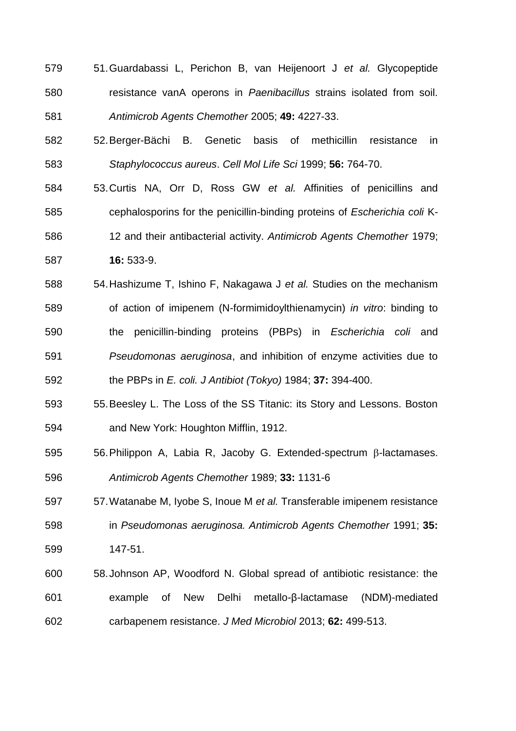51. Guardabassi L, Perichon B, van Heijenoort J *et al.* Glycopeptide resistance vanA operons in *Paenibacillus* strains isolated from soil. *Antimicrob Agents Chemother* 2005; **49:** 4227-33.

52. Berger-Bächi B. Genetic basis of methicillin resistance in *Staphylococcus aureus*. *Cell Mol Life Sci* 1999; **56:** 764-70.

53. Curtis NA, Orr D, Ross GW *et al.* Affinities of penicillins and cephalosporins for the penicillin-binding proteins of *Escherichia coli* K-12 and their antibacterial activity. *Antimicrob Agents Chemother* 1979; **16:** 533-9.

54. Hashizume T, Ishino F, Nakagawa J *et al.* Studies on the mechanism of action of imipenem (N-formimidoylthienamycin) *in vitro*: binding to the penicillin-binding proteins (PBPs) in *Escherichia coli* and *Pseudomonas aeruginosa*, and inhibition of enzyme activities due to the PBPs in *E. coli. J Antibiot (Tokyo)* 1984; **37:** 394-400.

55. Beesley L. The Loss of the SS Titanic: its Story and Lessons. Boston and New York: Houghton Mifflin, 1912.

56. Philippon A, Labia R, Jacoby G. Extended-spectrum β-lactamases. *Antimicrob Agents Chemother* 1989; **33:** 1131-6

57. Watanabe M, Iyobe S, Inoue M *et al.* Transferable imipenem resistance in *Pseudomonas aeruginosa. Antimicrob Agents Chemother* 1991; **35:** 147-51.

58. Johnson AP, Woodford N. Global spread of antibiotic resistance: the example of New Delhi metallo-β-lactamase (NDM)-mediated carbapenem resistance. *J Med Microbiol* 2013; **62:** 499-513.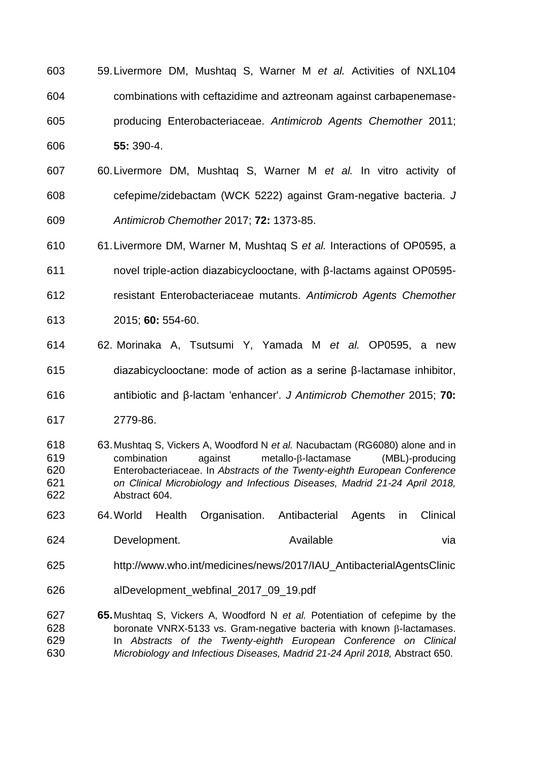59. Livermore DM, Mushtaq S, Warner M *et al.* Activities of NXL104 combinations with ceftazidime and aztreonam against carbapenemase-producing Enterobacteriaceae. *Antimicrob Agents Chemother* 2011; **55:** 390-4.

60. Livermore DM, Mushtaq S, Warner M *et al.* In vitro activity of cefepime/zidebactam (WCK 5222) against Gram-negative bacteria. *J Antimicrob Chemother* 2017; **72:** 1373-85.

61. Livermore DM, Warner M, Mushtaq S *et al.* Interactions of OP0595, a novel triple-action diazabicyclooctane, with β-lactams against OP0595-resistant Enterobacteriaceae mutants. *Antimicrob Agents Chemother* 2015; **60:** 554-60.

62. Morinaka A, Tsutsumi Y, Yamada M *et al.* OP0595, a new diazabicyclooctane: mode of action as a serine β-lactamase inhibitor, antibiotic and β-lactam 'enhancer'. *J Antimicrob Chemother* 2015; **70:** 2779-86.

63. Mushtaq S, Vickers A, Woodford N *et al.* Nacubactam (RG6080) alone and in combination against metallo-β-lactamase (MBL)-producing Enterobacteriaceae. In *Abstracts of the Twenty-eighth European Conference on Clinical Microbiology and Infectious Diseases, Madrid 21-24 April 2018,* Abstract 604.

64. World Health Organisation. Antibacterial Agents in Clinical Development. Available via http://www.who.int/medicines/news/2017/IAU_AntibacterialAgentsClinicalDevelopment_webfinal_2017_09_19.pdf

**65.** Mushtaq S, Vickers A, Woodford N *et al.* Potentiation of cefepime by the boronate VNRX-5133 vs. Gram-negative bacteria with known β-lactamases. In *Abstracts of the Twenty-eighth European Conference on Clinical Microbiology and Infectious Diseases, Madrid 21-24 April 2018,* Abstract 650.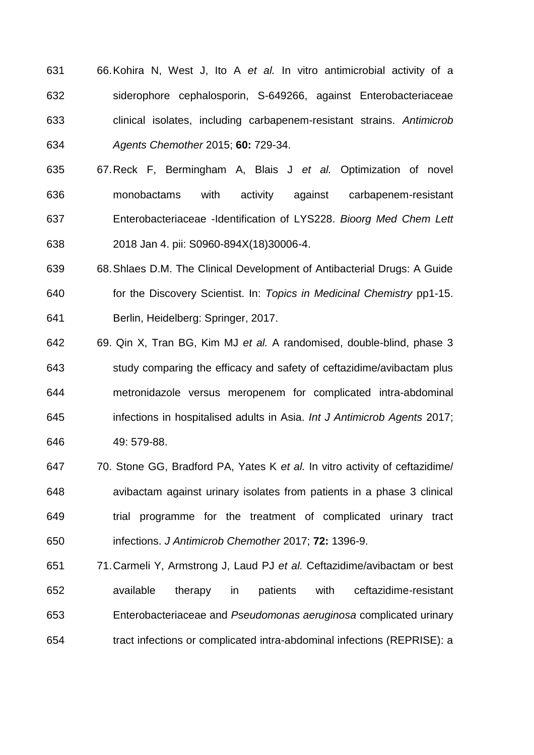66. Kohira N, West J, Ito A *et al.* In vitro antimicrobial activity of a siderophore cephalosporin, S-649266, against Enterobacteriaceae clinical isolates, including carbapenem-resistant strains. *Antimicrob Agents Chemother* 2015; **60:** 729-34.

67. Reck F, Bermingham A, Blais J *et al.* Optimization of novel monobactams with activity against carbapenem-resistant Enterobacteriaceae -Identification of LYS228. *Bioorg Med Chem Lett* 2018 Jan 4. pii: S0960-894X(18)30006-4.

68. Shlaes D.M. The Clinical Development of Antibacterial Drugs: A Guide for the Discovery Scientist. In: *Topics in Medicinal Chemistry* pp1-15. Berlin, Heidelberg: Springer, 2017.

69. Qin X, Tran BG, Kim MJ *et al.* A randomised, double-blind, phase 3 study comparing the efficacy and safety of ceftazidime/avibactam plus metronidazole versus meropenem for complicated intra-abdominal infections in hospitalised adults in Asia. *Int J Antimicrob Agents* 2017; 49: 579-88.

70. Stone GG, Bradford PA, Yates K *et al.* In vitro activity of ceftazidime/avibactam against urinary isolates from patients in a phase 3 clinical trial programme for the treatment of complicated urinary tract infections. *J Antimicrob Chemother* 2017; **72:** 1396-9.

71. Carmeli Y, Armstrong J, Laud PJ *et al.* Ceftazidime/avibactam or best available therapy in patients with ceftazidime-resistant Enterobacteriaceae and *Pseudomonas aeruginosa* complicated urinary tract infections or complicated intra-abdominal infections (REPRISE): a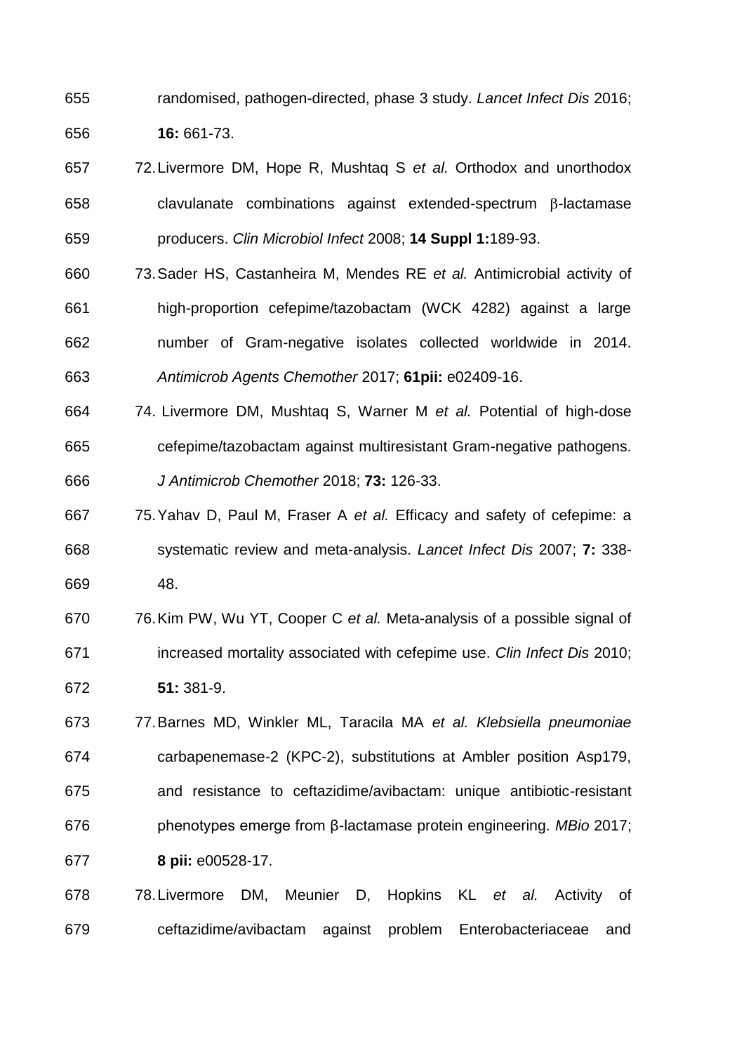randomised, pathogen-directed, phase 3 study. *Lancet Infect Dis* 2016; **16:** 661-73.

72. Livermore DM, Hope R, Mushtaq S *et al.* Orthodox and unorthodox clavulanate combinations against extended-spectrum β-lactamase producers. *Clin Microbiol Infect* 2008; **14 Suppl 1:**189-93.

73. Sader HS, Castanheira M, Mendes RE *et al.* Antimicrobial activity of high-proportion cefepime/tazobactam (WCK 4282) against a large number of Gram-negative isolates collected worldwide in 2014. *Antimicrob Agents Chemother* 2017; **61pii:** e02409-16.

74. Livermore DM, Mushtaq S, Warner M *et al.* Potential of high-dose cefepime/tazobactam against multiresistant Gram-negative pathogens. *J Antimicrob Chemother* 2018; **73:** 126-33.

75. Yahav D, Paul M, Fraser A *et al.* Efficacy and safety of cefepime: a systematic review and meta-analysis. *Lancet Infect Dis* 2007; **7:** 338-48.

76. Kim PW, Wu YT, Cooper C *et al.* Meta-analysis of a possible signal of increased mortality associated with cefepime use. *Clin Infect Dis* 2010; **51:** 381-9.

77. Barnes MD, Winkler ML, Taracila MA *et al. Klebsiella pneumoniae* carbapenemase-2 (KPC-2), substitutions at Ambler position Asp179, and resistance to ceftazidime/avibactam: unique antibiotic-resistant phenotypes emerge from β-lactamase protein engineering. *MBio* 2017; **8 pii:** e00528-17.

78. Livermore DM, Meunier D, Hopkins KL *et al.* Activity of ceftazidime/avibactam against problem Enterobacteriaceae and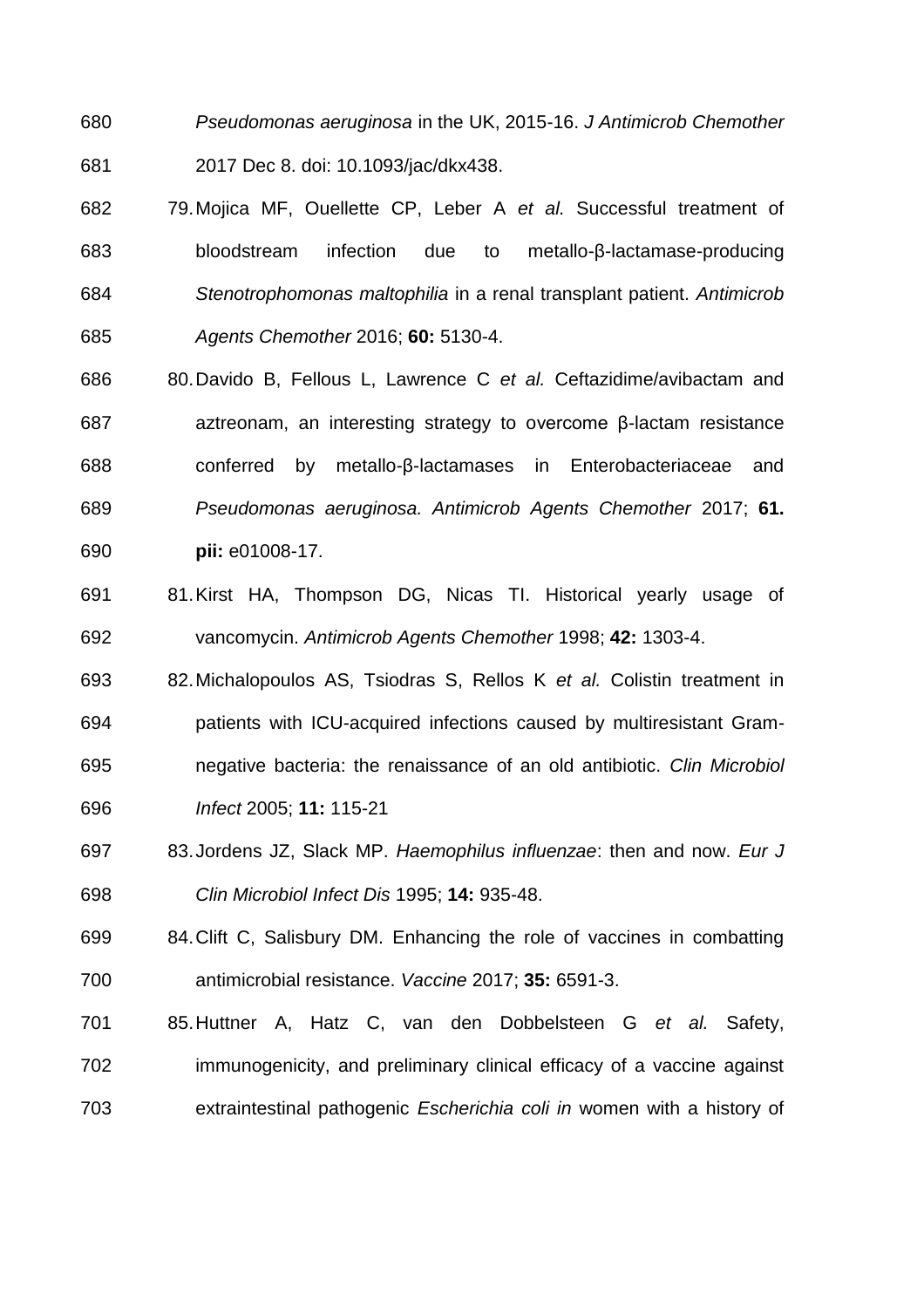*Pseudomonas aeruginosa* in the UK, 2015-16. *J Antimicrob Chemother* 2017 Dec 8. doi: 10.1093/jac/dkx438.

79. Mojica MF, Ouellette CP, Leber A *et al.* Successful treatment of bloodstream infection due to metallo-β-lactamase-producing *Stenotrophomonas maltophilia* in a renal transplant patient. *Antimicrob Agents Chemother* 2016; **60:** 5130-4.

80. Davido B, Fellous L, Lawrence C *et al.* Ceftazidime/avibactam and aztreonam, an interesting strategy to overcome β-lactam resistance conferred by metallo-β-lactamases in Enterobacteriaceae and *Pseudomonas aeruginosa. Antimicrob Agents Chemother* 2017; **61. pii:** e01008-17.

81. Kirst HA, Thompson DG, Nicas TI. Historical yearly usage of vancomycin. *Antimicrob Agents Chemother* 1998; **42:** 1303-4.

82. Michalopoulos AS, Tsiodras S, Rellos K *et al.* Colistin treatment in patients with ICU-acquired infections caused by multiresistant Gram-negative bacteria: the renaissance of an old antibiotic. *Clin Microbiol Infect* 2005; **11:** 115-21

83. Jordens JZ, Slack MP. *Haemophilus influenzae*: then and now. *Eur J Clin Microbiol Infect Dis* 1995; **14:** 935-48.

84. Clift C, Salisbury DM. Enhancing the role of vaccines in combatting antimicrobial resistance. *Vaccine* 2017; **35:** 6591-3.

85. Huttner A, Hatz C, van den Dobbelsteen G *et al.* Safety, immunogenicity, and preliminary clinical efficacy of a vaccine against extraintestinal pathogenic *Escherichia coli in* women with a history of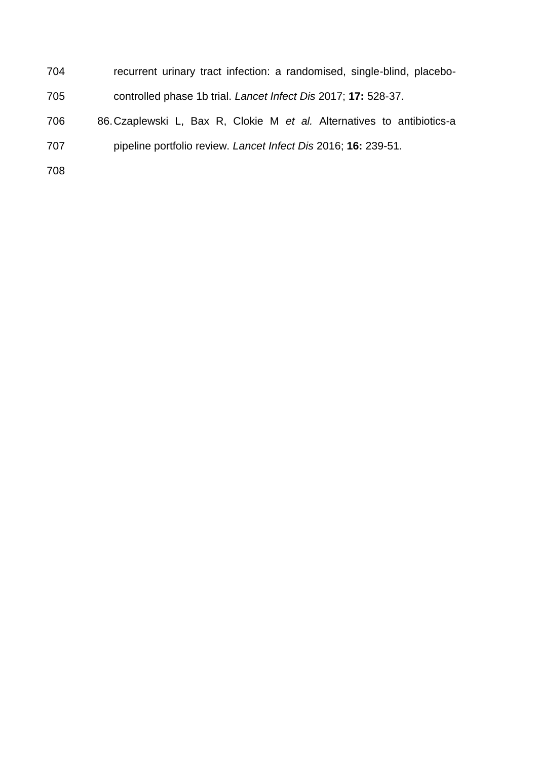recurrent urinary tract infection: a randomised, single-blind, placebo-controlled phase 1b trial. *Lancet Infect Dis* 2017; **17:** 528-37.

86. Czaplewski L, Bax R, Clokie M *et al.* Alternatives to antibiotics-a pipeline portfolio review. *Lancet Infect Dis* 2016; **16:** 239-51.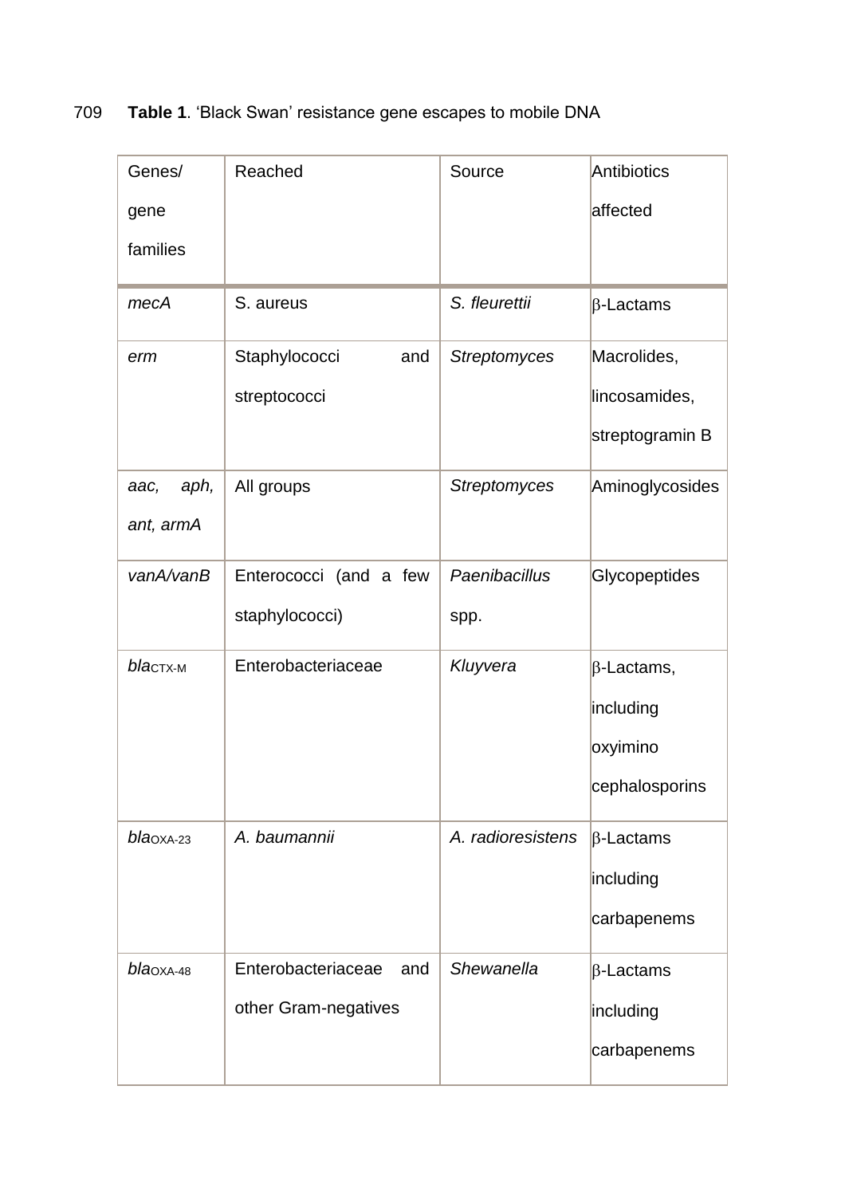**Table 1**. 'Black Swan' resistance gene escapes to mobile DNA

| Genes/ gene families | Reached | Source | Antibiotics affected |
|---|---|---|---|
| *mecA* | S. aureus | *S. fleurettii* | β-Lactams |
| *erm* | Staphylococci and streptococci | *Streptomyces* | Macrolides, lincosamides, streptogramin B |
| *aac, aph, ant, armA* | All groups | *Streptomyces* | Aminoglycosides |
| *vanA/vanB* | Enterococci (and a few staphylococci) | *Paenibacillus* spp. | Glycopeptides |
| *bla*$_{CTX-M}$ | Enterobacteriaceae | *Kluyvera* | β-Lactams, including oxyimino cephalosporins |
| *bla*$_{OXA-23}$ | *A. baumannii* | *A. radioresistens* | β-Lactams including carbapenems |
| *bla*$_{OXA-48}$ | Enterobacteriaceae and other Gram-negatives | *Shewanella* | β-Lactams including carbapenems |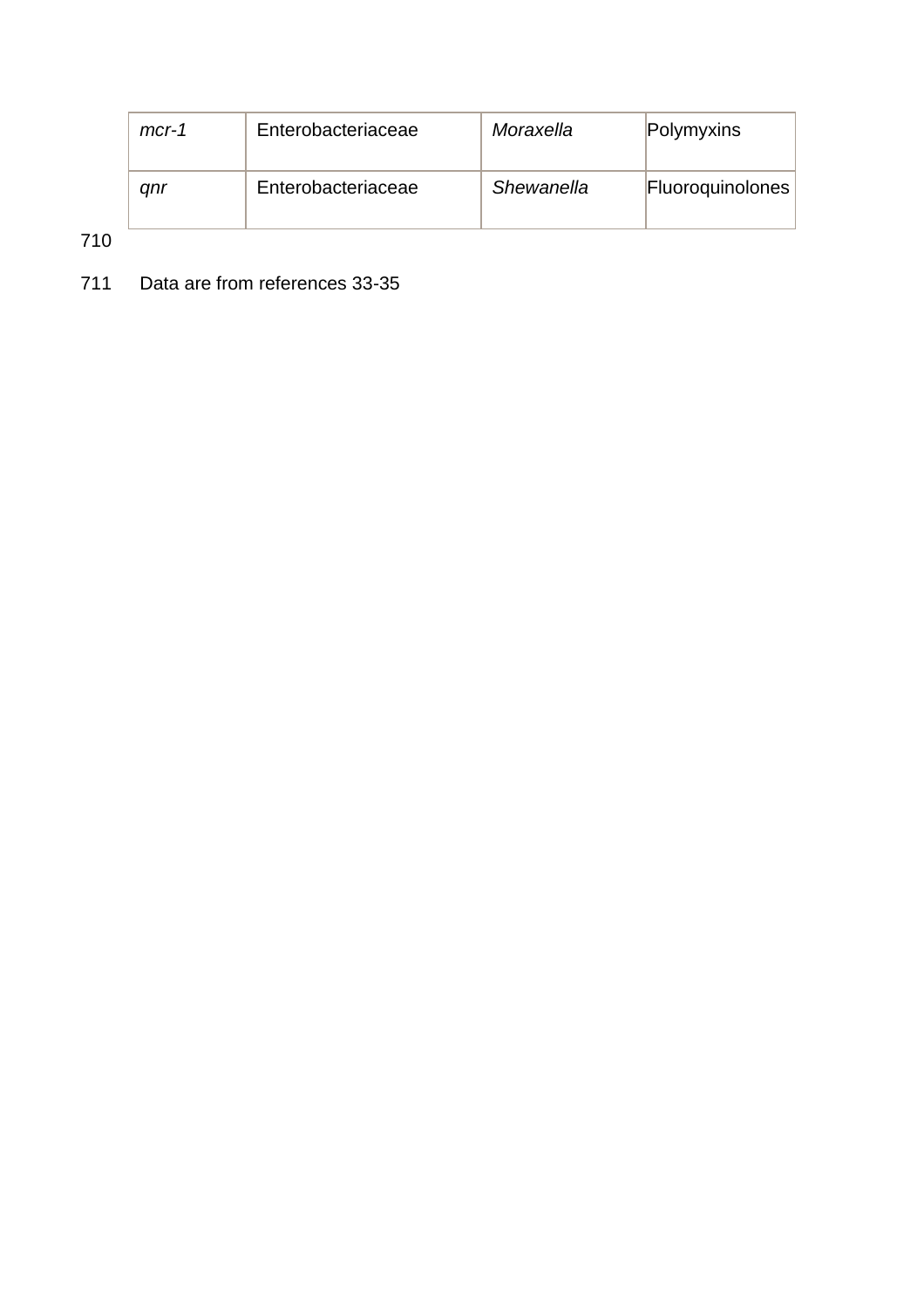| *mcr-1* | Enterobacteriaceae | *Moraxella* | Polymyxins |
|---|---|---|---|
| *qnr* | Enterobacteriaceae | *Shewanella* | Fluoroquinolones |

Data are from references 33-35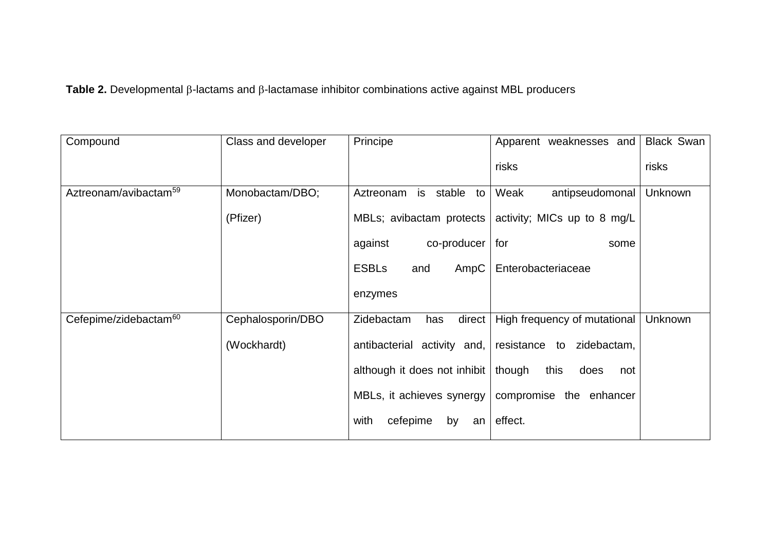**Table 2.** Developmental β-lactams and β-lactamase inhibitor combinations active against MBL producers

| Compound | Class and developer | Principe | Apparent weaknesses and risks | Black Swan risks |
| --- | --- | --- | --- | --- |
| Aztreonam/avibactam[59] | Monobactam/DBO; (Pfizer) | Aztreonam is stable to MBLs; avibactam protects against co-producer ESBLs and AmpC enzymes | Weak antipseudomonal activity; MICs up to 8 mg/L for some Enterobacteriaceae | Unknown |
| Cefepime/zidebactam[60] | Cephalosporin/DBO (Wockhardt) | Zidebactam has direct antibacterial activity and, although it does not inhibit MBLs, it achieves synergy with cefepime by an | High frequency of mutational resistance to zidebactam, though this does not compromise the enhancer effect. | Unknown |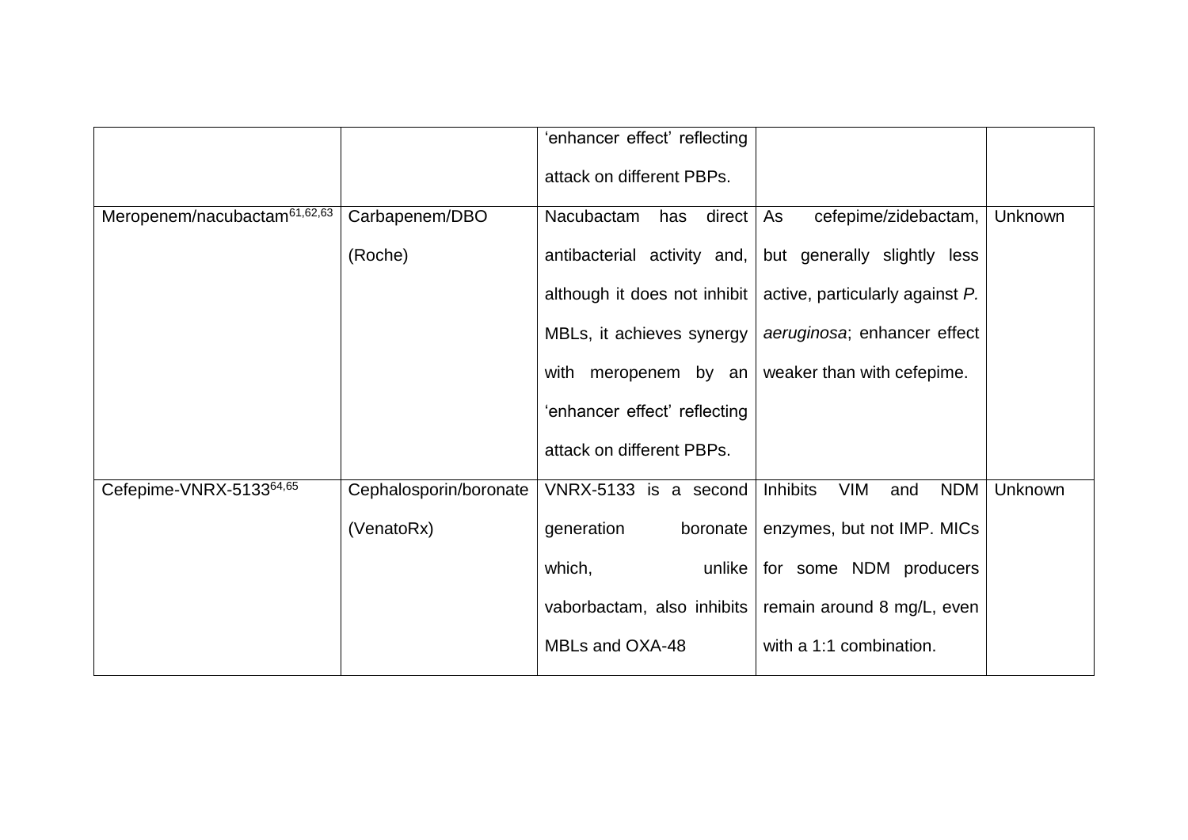| | | | | |
|---|---|---|---|---|
| | | 'enhancer effect' reflecting attack on different PBPs. | | |
| Meropenem/nacubactam[61,62,63] | Carbapenem/DBO (Roche) | Nacubactam has direct antibacterial activity and, although it does not inhibit MBLs, it achieves synergy with meropenem by an 'enhancer effect' reflecting attack on different PBPs. | As cefepime/zidebactam, but generally slightly less active, particularly against *P. aeruginosa*; enhancer effect weaker than with cefepime. | Unknown |
| Cefepime-VNRX-5133[64,65] | Cephalosporin/boronate (VenatoRx) | VNRX-5133 is a second generation boronate which, unlike vaborbactam, also inhibits MBLs and OXA-48 | Inhibits VIM and NDM enzymes, but not IMP. MICs for some NDM producers remain around 8 mg/L, even with a 1:1 combination. | Unknown |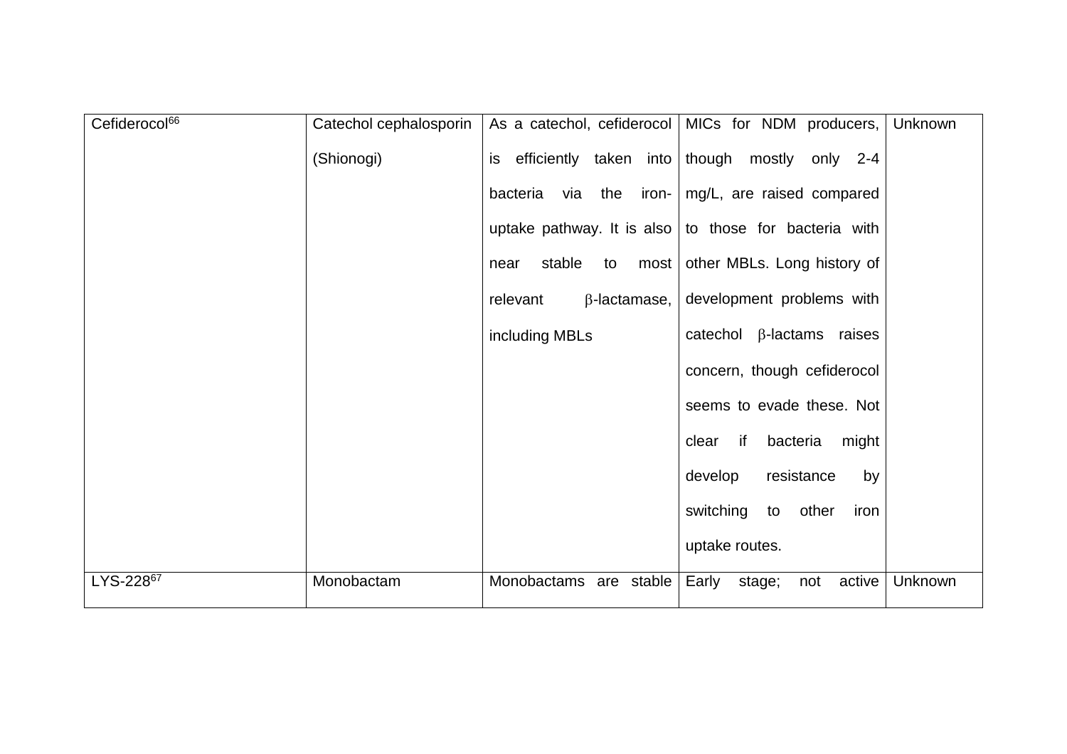| Cefiderocol[66] | Catechol cephalosporin (Shionogi) | As a catechol, cefiderocol is efficiently taken into bacteria via the iron-uptake pathway. It is also near stable to most relevant β-lactamase, including MBLs | MICs for NDM producers, though mostly only 2-4 mg/L, are raised compared to those for bacteria with other MBLs. Long history of development problems with catechol β-lactams raises concern, though cefiderocol seems to evade these. Not clear if bacteria might develop resistance by switching to other iron uptake routes. | Unknown |
|---|---|---|---|---|
| LYS-228[67] | Monobactam | Monobactams are stable | Early stage; not active | Unknown |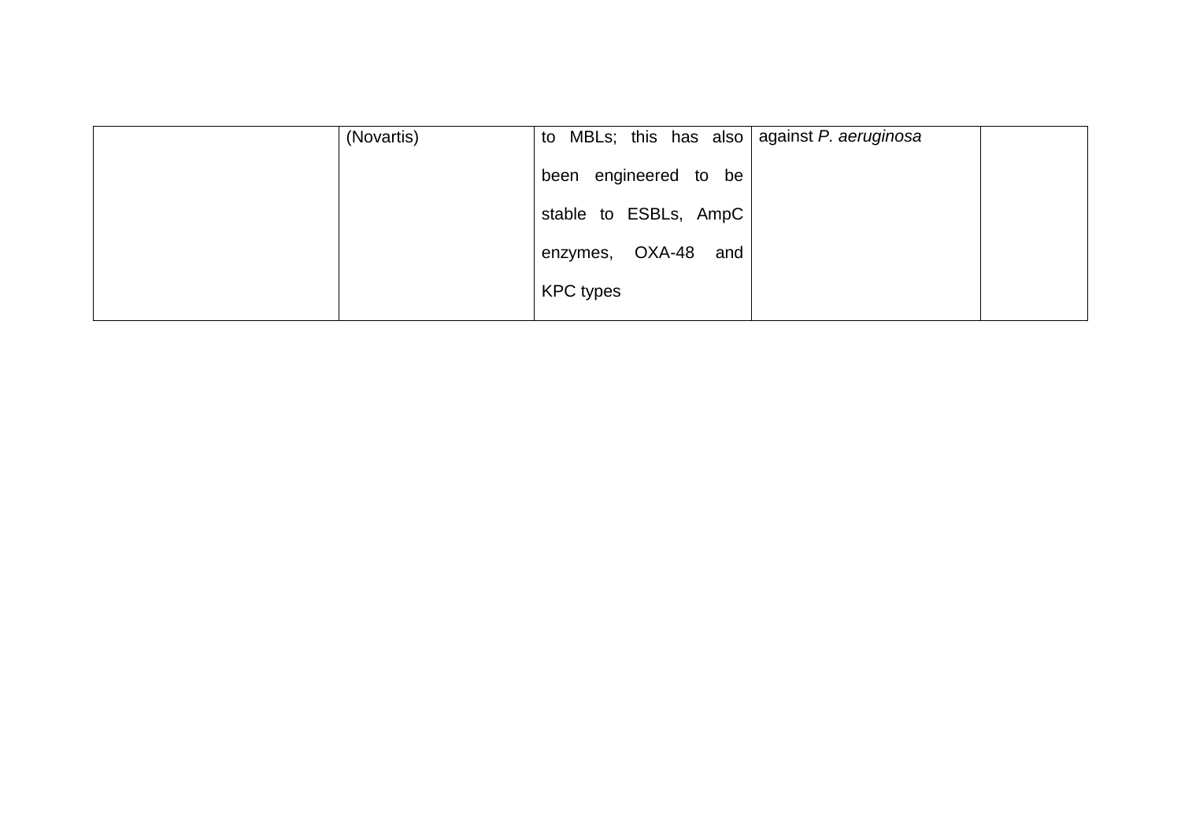| | | | | |
|---|---|---|---|---|
| | (Novartis) | to MBLs; this has also been engineered to be stable to ESBLs, AmpC enzymes, OXA-48 and KPC types | against *P. aeruginosa* | |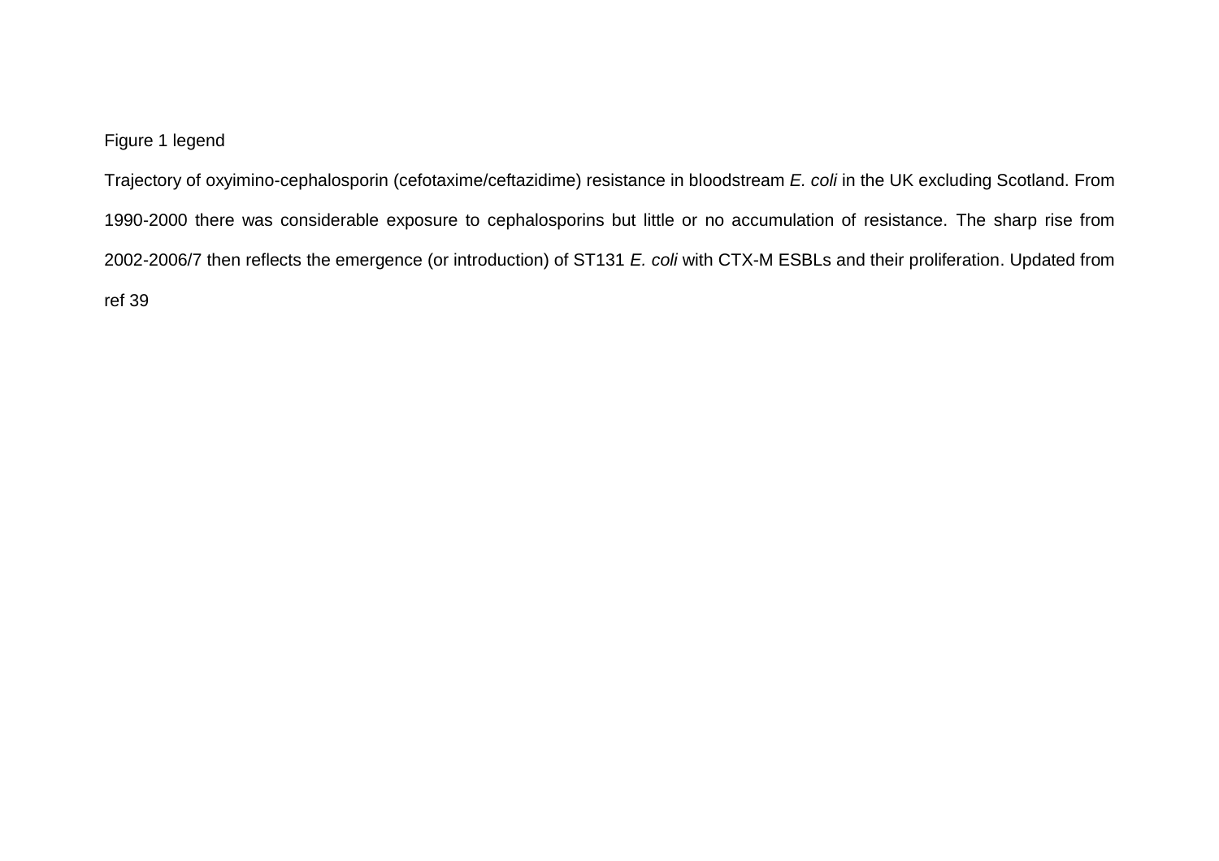Figure 1 legend

Trajectory of oxyimino-cephalosporin (cefotaxime/ceftazidime) resistance in bloodstream *E. coli* in the UK excluding Scotland. From 1990-2000 there was considerable exposure to cephalosporins but little or no accumulation of resistance. The sharp rise from 2002-2006/7 then reflects the emergence (or introduction) of ST131 *E. coli* with CTX-M ESBLs and their proliferation. Updated from ref 39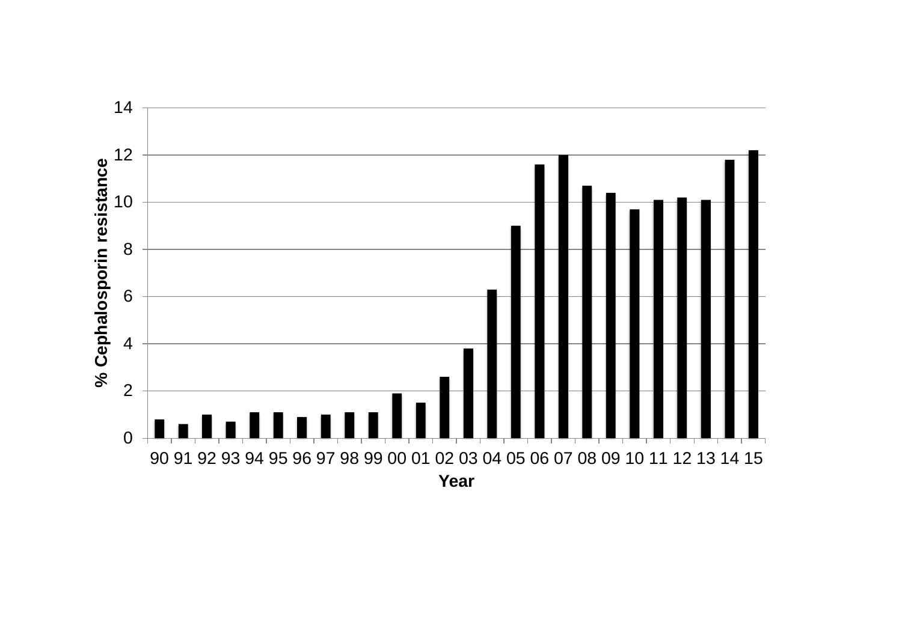14
12
10
8
6
4
2
0

% Cephalosporin resistance

90 91 92 93 94 95 96 97 98 99 00 01 02 03 04 05 06 07 08 09 10 11 12 13 14 15

Year